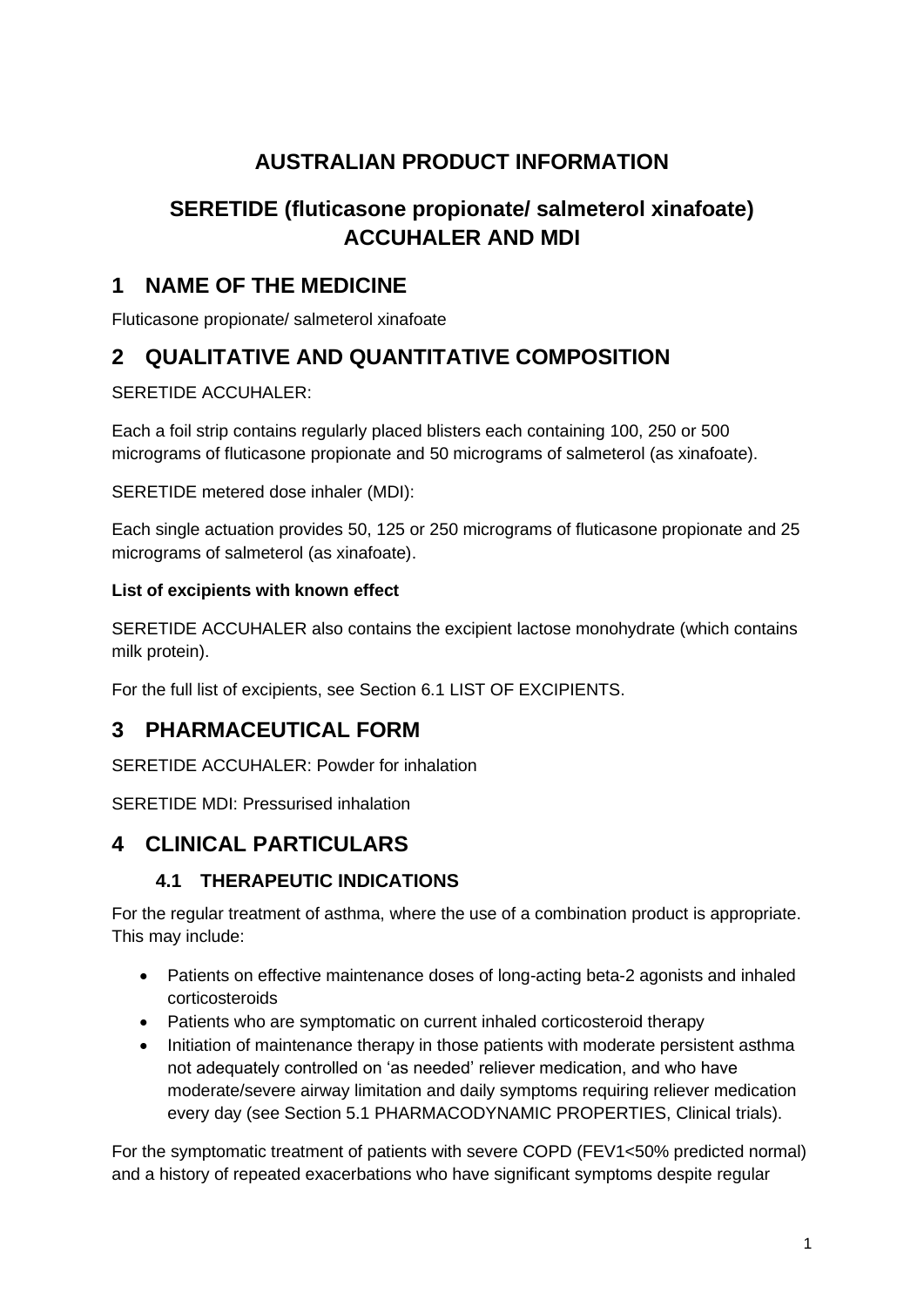# AUSTRALIAN PRODUCT INFORMATION

# SERETIDE (fluticasone propionate/ salmeterol xinafoate) ACCUHALER AND MDI

## 1 NAME OF THE MEDICINE

Fluticasone propionate/ salmeterol xinafoate

## 2 QUALITATIVE AND QUANTITATIVE COMPOSITION

SERETIDE ACCUHALER:

Each a foil strip contains regularly placed blisters each containing 100, 250 or 500 micrograms of fluticasone propionate and 50 micrograms of salmeterol (as xinafoate).

SERETIDE metered dose inhaler (MDI):

Each single actuation provides 50, 125 or 250 micrograms of fluticasone propionate and 25 micrograms of salmeterol (as xinafoate).

**List of excipients with known effect**

SERETIDE ACCUHALER also contains the excipient lactose monohydrate (which contains milk protein).

For the full list of excipients, see Section 6.1 LIST OF EXCIPIENTS.

## 3 PHARMACEUTICAL FORM

SERETIDE ACCUHALER: Powder for inhalation

SERETIDE MDI: Pressurised inhalation

## 4 CLINICAL PARTICULARS

### 4.1 THERAPEUTIC INDICATIONS

For the regular treatment of asthma, where the use of a combination product is appropriate. This may include:

- Patients on effective maintenance doses of long-acting beta-2 agonists and inhaled corticosteroids
- Patients who are symptomatic on current inhaled corticosteroid therapy
- Initiation of maintenance therapy in those patients with moderate persistent asthma not adequately controlled on 'as needed' reliever medication, and who have moderate/severe airway limitation and daily symptoms requiring reliever medication every day (see Section 5.1 PHARMACODYNAMIC PROPERTIES, Clinical trials).

For the symptomatic treatment of patients with severe COPD (FEV1<50% predicted normal) and a history of repeated exacerbations who have significant symptoms despite regular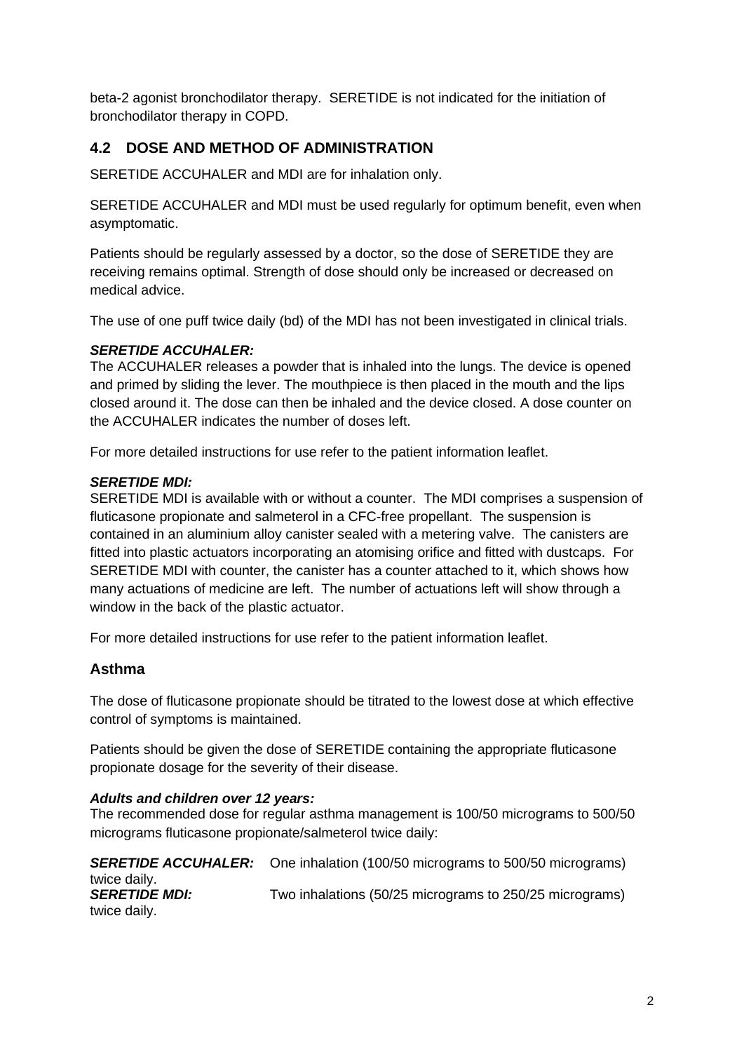beta-2 agonist bronchodilator therapy. SERETIDE is not indicated for the initiation of bronchodilator therapy in COPD.

## 4.2 DOSE AND METHOD OF ADMINISTRATION

SERETIDE ACCUHALER and MDI are for inhalation only.

SERETIDE ACCUHALER and MDI must be used regularly for optimum benefit, even when asymptomatic.

Patients should be regularly assessed by a doctor, so the dose of SERETIDE they are receiving remains optimal. Strength of dose should only be increased or decreased on medical advice.

The use of one puff twice daily (bd) of the MDI has not been investigated in clinical trials.

***SERETIDE ACCUHALER:***
The ACCUHALER releases a powder that is inhaled into the lungs. The device is opened and primed by sliding the lever. The mouthpiece is then placed in the mouth and the lips closed around it. The dose can then be inhaled and the device closed. A dose counter on the ACCUHALER indicates the number of doses left.

For more detailed instructions for use refer to the patient information leaflet.

***SERETIDE MDI:***
SERETIDE MDI is available with or without a counter. The MDI comprises a suspension of fluticasone propionate and salmeterol in a CFC-free propellant. The suspension is contained in an aluminium alloy canister sealed with a metering valve. The canisters are fitted into plastic actuators incorporating an atomising orifice and fitted with dustcaps. For SERETIDE MDI with counter, the canister has a counter attached to it, which shows how many actuations of medicine are left. The number of actuations left will show through a window in the back of the plastic actuator.

For more detailed instructions for use refer to the patient information leaflet.

### Asthma

The dose of fluticasone propionate should be titrated to the lowest dose at which effective control of symptoms is maintained.

Patients should be given the dose of SERETIDE containing the appropriate fluticasone propionate dosage for the severity of their disease.

***Adults and children over 12 years:***
The recommended dose for regular asthma management is 100/50 micrograms to 500/50 micrograms fluticasone propionate/salmeterol twice daily:

***SERETIDE ACCUHALER:*** One inhalation (100/50 micrograms to 500/50 micrograms) twice daily.
***SERETIDE MDI:*** Two inhalations (50/25 micrograms to 250/25 micrograms) twice daily.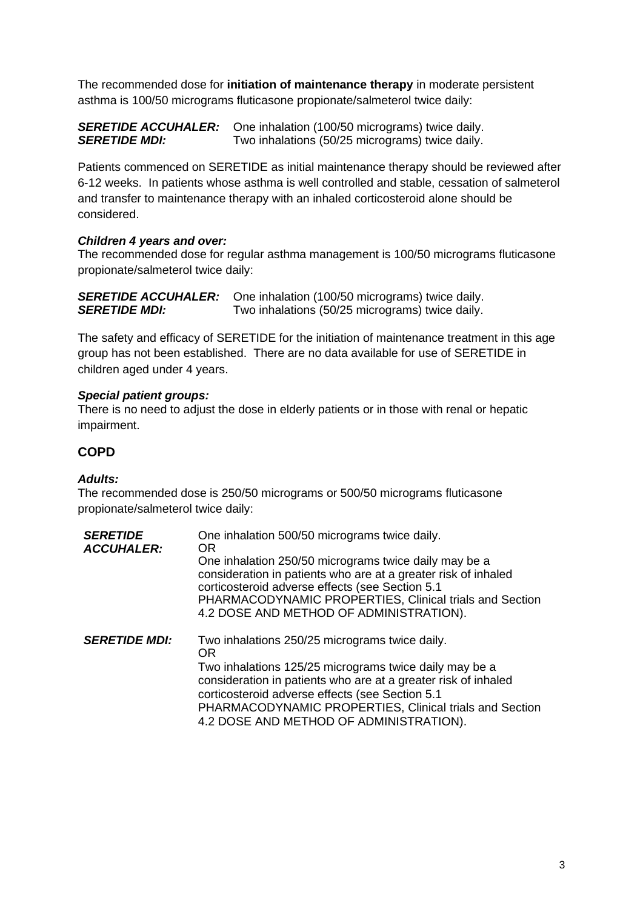The recommended dose for **initiation of maintenance therapy** in moderate persistent asthma is 100/50 micrograms fluticasone propionate/salmeterol twice daily:

***SERETIDE ACCUHALER:*** One inhalation (100/50 micrograms) twice daily.
***SERETIDE MDI:*** Two inhalations (50/25 micrograms) twice daily.

Patients commenced on SERETIDE as initial maintenance therapy should be reviewed after 6-12 weeks. In patients whose asthma is well controlled and stable, cessation of salmeterol and transfer to maintenance therapy with an inhaled corticosteroid alone should be considered.

***Children 4 years and over:***
The recommended dose for regular asthma management is 100/50 micrograms fluticasone propionate/salmeterol twice daily:

***SERETIDE ACCUHALER:*** One inhalation (100/50 micrograms) twice daily.
***SERETIDE MDI:*** Two inhalations (50/25 micrograms) twice daily.

The safety and efficacy of SERETIDE for the initiation of maintenance treatment in this age group has not been established. There are no data available for use of SERETIDE in children aged under 4 years.

***Special patient groups:***
There is no need to adjust the dose in elderly patients or in those with renal or hepatic impairment.

## COPD

***Adults:***
The recommended dose is 250/50 micrograms or 500/50 micrograms fluticasone propionate/salmeterol twice daily:

| | |
|---|---|
| ***SERETIDE ACCUHALER:*** | One inhalation 500/50 micrograms twice daily.<br>OR<br>One inhalation 250/50 micrograms twice daily may be a consideration in patients who are at a greater risk of inhaled corticosteroid adverse effects (see Section 5.1 PHARMACODYNAMIC PROPERTIES, Clinical trials and Section 4.2 DOSE AND METHOD OF ADMINISTRATION). |
| ***SERETIDE MDI:*** | Two inhalations 250/25 micrograms twice daily.<br>OR<br>Two inhalations 125/25 micrograms twice daily may be a consideration in patients who are at a greater risk of inhaled corticosteroid adverse effects (see Section 5.1 PHARMACODYNAMIC PROPERTIES, Clinical trials and Section 4.2 DOSE AND METHOD OF ADMINISTRATION). |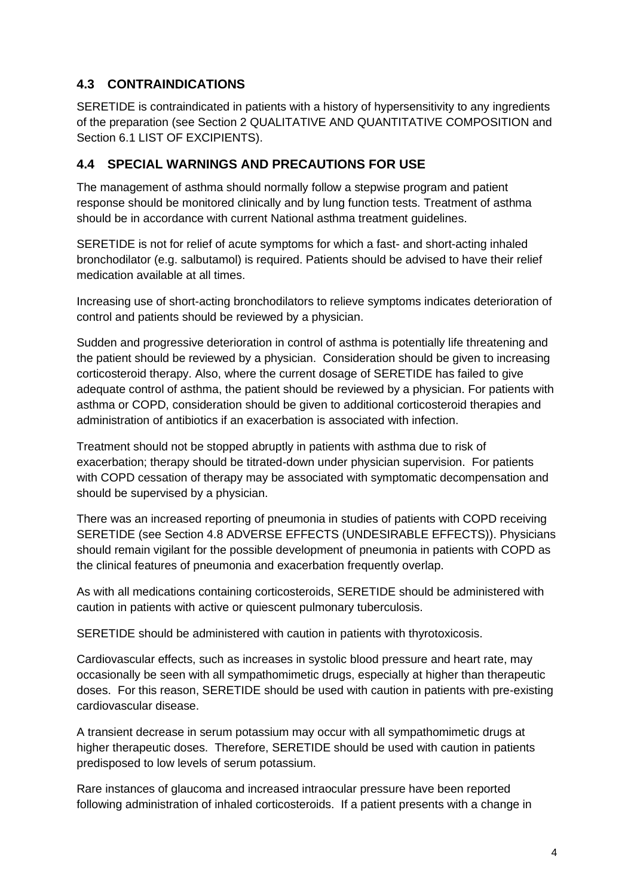## 4.3 CONTRAINDICATIONS

SERETIDE is contraindicated in patients with a history of hypersensitivity to any ingredients of the preparation (see Section 2 QUALITATIVE AND QUANTITATIVE COMPOSITION and Section 6.1 LIST OF EXCIPIENTS).

## 4.4 SPECIAL WARNINGS AND PRECAUTIONS FOR USE

The management of asthma should normally follow a stepwise program and patient response should be monitored clinically and by lung function tests. Treatment of asthma should be in accordance with current National asthma treatment guidelines.

SERETIDE is not for relief of acute symptoms for which a fast- and short-acting inhaled bronchodilator (e.g. salbutamol) is required. Patients should be advised to have their relief medication available at all times.

Increasing use of short-acting bronchodilators to relieve symptoms indicates deterioration of control and patients should be reviewed by a physician.

Sudden and progressive deterioration in control of asthma is potentially life threatening and the patient should be reviewed by a physician. Consideration should be given to increasing corticosteroid therapy. Also, where the current dosage of SERETIDE has failed to give adequate control of asthma, the patient should be reviewed by a physician. For patients with asthma or COPD, consideration should be given to additional corticosteroid therapies and administration of antibiotics if an exacerbation is associated with infection.

Treatment should not be stopped abruptly in patients with asthma due to risk of exacerbation; therapy should be titrated-down under physician supervision. For patients with COPD cessation of therapy may be associated with symptomatic decompensation and should be supervised by a physician.

There was an increased reporting of pneumonia in studies of patients with COPD receiving SERETIDE (see Section 4.8 ADVERSE EFFECTS (UNDESIRABLE EFFECTS)). Physicians should remain vigilant for the possible development of pneumonia in patients with COPD as the clinical features of pneumonia and exacerbation frequently overlap.

As with all medications containing corticosteroids, SERETIDE should be administered with caution in patients with active or quiescent pulmonary tuberculosis.

SERETIDE should be administered with caution in patients with thyrotoxicosis.

Cardiovascular effects, such as increases in systolic blood pressure and heart rate, may occasionally be seen with all sympathomimetic drugs, especially at higher than therapeutic doses. For this reason, SERETIDE should be used with caution in patients with pre-existing cardiovascular disease.

A transient decrease in serum potassium may occur with all sympathomimetic drugs at higher therapeutic doses. Therefore, SERETIDE should be used with caution in patients predisposed to low levels of serum potassium.

Rare instances of glaucoma and increased intraocular pressure have been reported following administration of inhaled corticosteroids. If a patient presents with a change in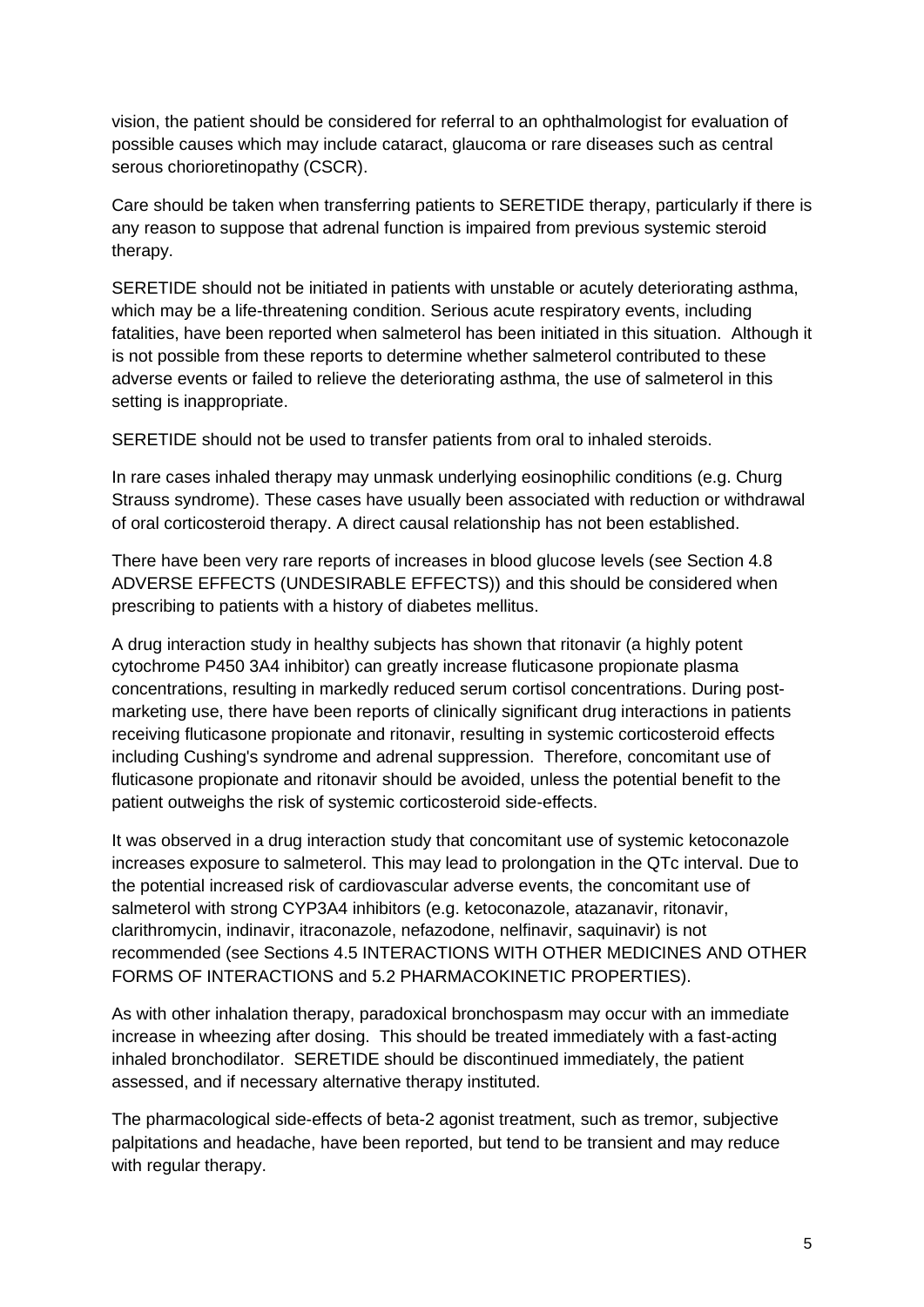vision, the patient should be considered for referral to an ophthalmologist for evaluation of possible causes which may include cataract, glaucoma or rare diseases such as central serous chorioretinopathy (CSCR).

Care should be taken when transferring patients to SERETIDE therapy, particularly if there is any reason to suppose that adrenal function is impaired from previous systemic steroid therapy.

SERETIDE should not be initiated in patients with unstable or acutely deteriorating asthma, which may be a life-threatening condition. Serious acute respiratory events, including fatalities, have been reported when salmeterol has been initiated in this situation. Although it is not possible from these reports to determine whether salmeterol contributed to these adverse events or failed to relieve the deteriorating asthma, the use of salmeterol in this setting is inappropriate.

SERETIDE should not be used to transfer patients from oral to inhaled steroids.

In rare cases inhaled therapy may unmask underlying eosinophilic conditions (e.g. Churg Strauss syndrome). These cases have usually been associated with reduction or withdrawal of oral corticosteroid therapy. A direct causal relationship has not been established.

There have been very rare reports of increases in blood glucose levels (see Section 4.8 ADVERSE EFFECTS (UNDESIRABLE EFFECTS)) and this should be considered when prescribing to patients with a history of diabetes mellitus.

A drug interaction study in healthy subjects has shown that ritonavir (a highly potent cytochrome P450 3A4 inhibitor) can greatly increase fluticasone propionate plasma concentrations, resulting in markedly reduced serum cortisol concentrations. During post-marketing use, there have been reports of clinically significant drug interactions in patients receiving fluticasone propionate and ritonavir, resulting in systemic corticosteroid effects including Cushing's syndrome and adrenal suppression. Therefore, concomitant use of fluticasone propionate and ritonavir should be avoided, unless the potential benefit to the patient outweighs the risk of systemic corticosteroid side-effects.

It was observed in a drug interaction study that concomitant use of systemic ketoconazole increases exposure to salmeterol. This may lead to prolongation in the QTc interval. Due to the potential increased risk of cardiovascular adverse events, the concomitant use of salmeterol with strong CYP3A4 inhibitors (e.g. ketoconazole, atazanavir, ritonavir, clarithromycin, indinavir, itraconazole, nefazodone, nelfinavir, saquinavir) is not recommended (see Sections 4.5 INTERACTIONS WITH OTHER MEDICINES AND OTHER FORMS OF INTERACTIONS and 5.2 PHARMACOKINETIC PROPERTIES).

As with other inhalation therapy, paradoxical bronchospasm may occur with an immediate increase in wheezing after dosing. This should be treated immediately with a fast-acting inhaled bronchodilator. SERETIDE should be discontinued immediately, the patient assessed, and if necessary alternative therapy instituted.

The pharmacological side-effects of beta-2 agonist treatment, such as tremor, subjective palpitations and headache, have been reported, but tend to be transient and may reduce with regular therapy.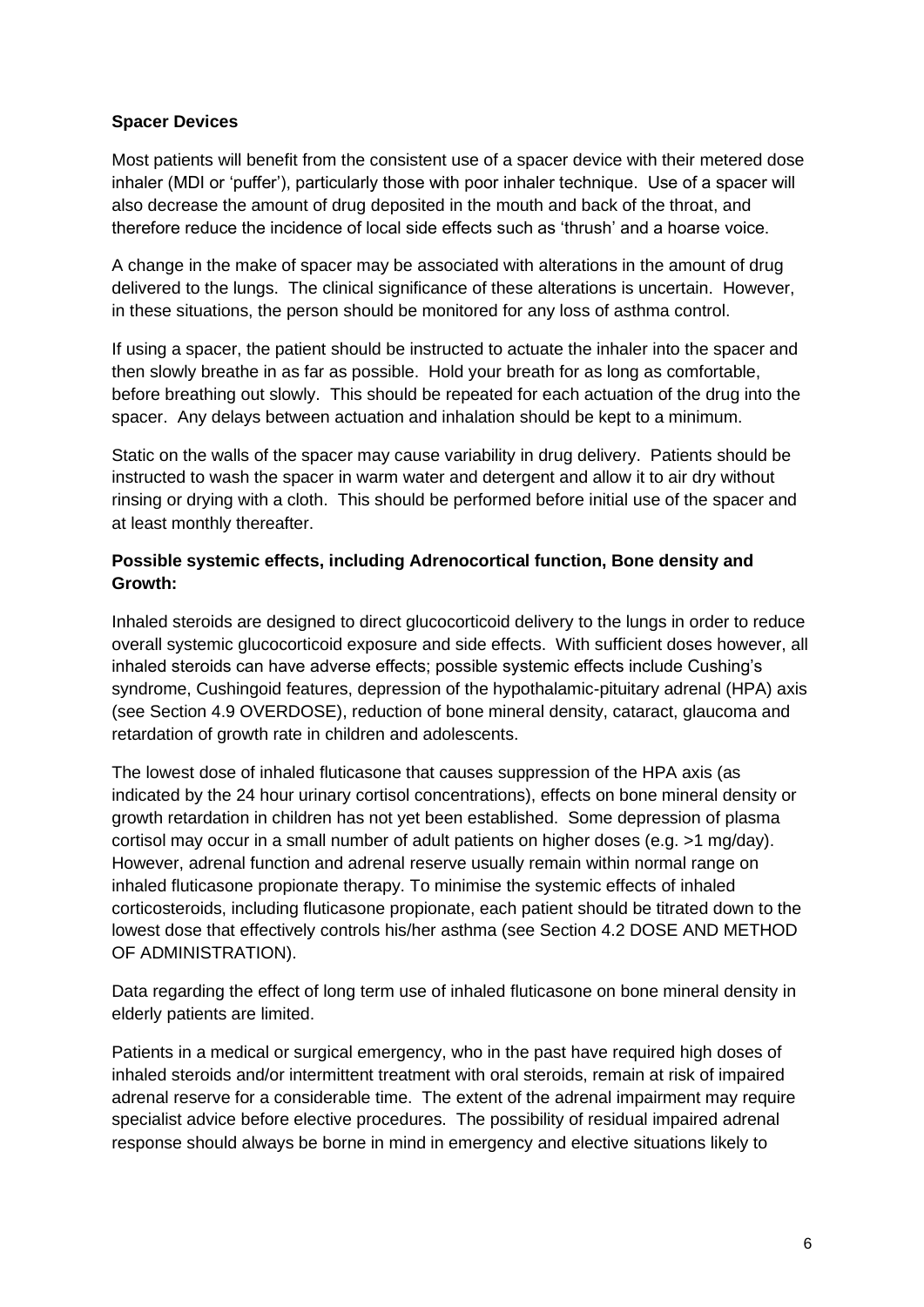**Spacer Devices**

Most patients will benefit from the consistent use of a spacer device with their metered dose inhaler (MDI or 'puffer'), particularly those with poor inhaler technique. Use of a spacer will also decrease the amount of drug deposited in the mouth and back of the throat, and therefore reduce the incidence of local side effects such as 'thrush' and a hoarse voice.

A change in the make of spacer may be associated with alterations in the amount of drug delivered to the lungs. The clinical significance of these alterations is uncertain. However, in these situations, the person should be monitored for any loss of asthma control.

If using a spacer, the patient should be instructed to actuate the inhaler into the spacer and then slowly breathe in as far as possible. Hold your breath for as long as comfortable, before breathing out slowly. This should be repeated for each actuation of the drug into the spacer. Any delays between actuation and inhalation should be kept to a minimum.

Static on the walls of the spacer may cause variability in drug delivery. Patients should be instructed to wash the spacer in warm water and detergent and allow it to air dry without rinsing or drying with a cloth. This should be performed before initial use of the spacer and at least monthly thereafter.

**Possible systemic effects, including Adrenocortical function, Bone density and Growth:**

Inhaled steroids are designed to direct glucocorticoid delivery to the lungs in order to reduce overall systemic glucocorticoid exposure and side effects. With sufficient doses however, all inhaled steroids can have adverse effects; possible systemic effects include Cushing's syndrome, Cushingoid features, depression of the hypothalamic-pituitary adrenal (HPA) axis (see Section 4.9 OVERDOSE), reduction of bone mineral density, cataract, glaucoma and retardation of growth rate in children and adolescents.

The lowest dose of inhaled fluticasone that causes suppression of the HPA axis (as indicated by the 24 hour urinary cortisol concentrations), effects on bone mineral density or growth retardation in children has not yet been established. Some depression of plasma cortisol may occur in a small number of adult patients on higher doses (e.g. >1 mg/day). However, adrenal function and adrenal reserve usually remain within normal range on inhaled fluticasone propionate therapy. To minimise the systemic effects of inhaled corticosteroids, including fluticasone propionate, each patient should be titrated down to the lowest dose that effectively controls his/her asthma (see Section 4.2 DOSE AND METHOD OF ADMINISTRATION).

Data regarding the effect of long term use of inhaled fluticasone on bone mineral density in elderly patients are limited.

Patients in a medical or surgical emergency, who in the past have required high doses of inhaled steroids and/or intermittent treatment with oral steroids, remain at risk of impaired adrenal reserve for a considerable time. The extent of the adrenal impairment may require specialist advice before elective procedures. The possibility of residual impaired adrenal response should always be borne in mind in emergency and elective situations likely to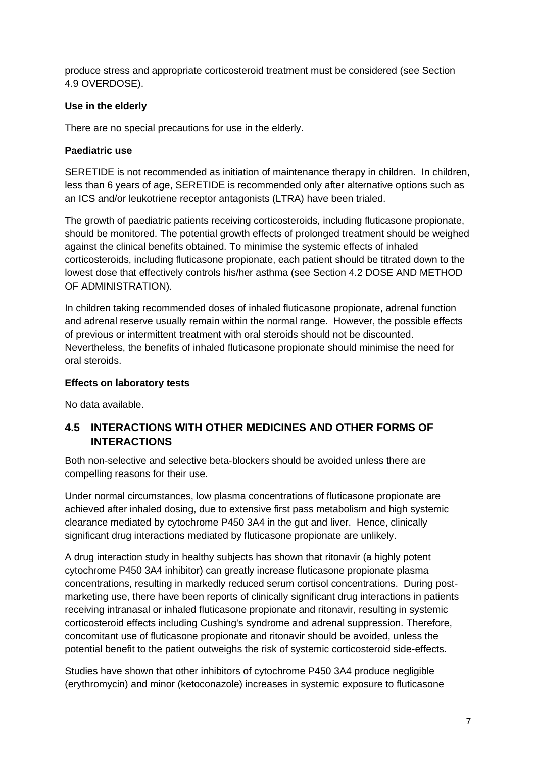produce stress and appropriate corticosteroid treatment must be considered (see Section 4.9 OVERDOSE).

**Use in the elderly**

There are no special precautions for use in the elderly.

**Paediatric use**

SERETIDE is not recommended as initiation of maintenance therapy in children. In children, less than 6 years of age, SERETIDE is recommended only after alternative options such as an ICS and/or leukotriene receptor antagonists (LTRA) have been trialed.

The growth of paediatric patients receiving corticosteroids, including fluticasone propionate, should be monitored. The potential growth effects of prolonged treatment should be weighed against the clinical benefits obtained. To minimise the systemic effects of inhaled corticosteroids, including fluticasone propionate, each patient should be titrated down to the lowest dose that effectively controls his/her asthma (see Section 4.2 DOSE AND METHOD OF ADMINISTRATION).

In children taking recommended doses of inhaled fluticasone propionate, adrenal function and adrenal reserve usually remain within the normal range. However, the possible effects of previous or intermittent treatment with oral steroids should not be discounted. Nevertheless, the benefits of inhaled fluticasone propionate should minimise the need for oral steroids.

**Effects on laboratory tests**

No data available.

## 4.5 INTERACTIONS WITH OTHER MEDICINES AND OTHER FORMS OF INTERACTIONS

Both non-selective and selective beta-blockers should be avoided unless there are compelling reasons for their use.

Under normal circumstances, low plasma concentrations of fluticasone propionate are achieved after inhaled dosing, due to extensive first pass metabolism and high systemic clearance mediated by cytochrome P450 3A4 in the gut and liver. Hence, clinically significant drug interactions mediated by fluticasone propionate are unlikely.

A drug interaction study in healthy subjects has shown that ritonavir (a highly potent cytochrome P450 3A4 inhibitor) can greatly increase fluticasone propionate plasma concentrations, resulting in markedly reduced serum cortisol concentrations. During post-marketing use, there have been reports of clinically significant drug interactions in patients receiving intranasal or inhaled fluticasone propionate and ritonavir, resulting in systemic corticosteroid effects including Cushing's syndrome and adrenal suppression. Therefore, concomitant use of fluticasone propionate and ritonavir should be avoided, unless the potential benefit to the patient outweighs the risk of systemic corticosteroid side-effects.

Studies have shown that other inhibitors of cytochrome P450 3A4 produce negligible (erythromycin) and minor (ketoconazole) increases in systemic exposure to fluticasone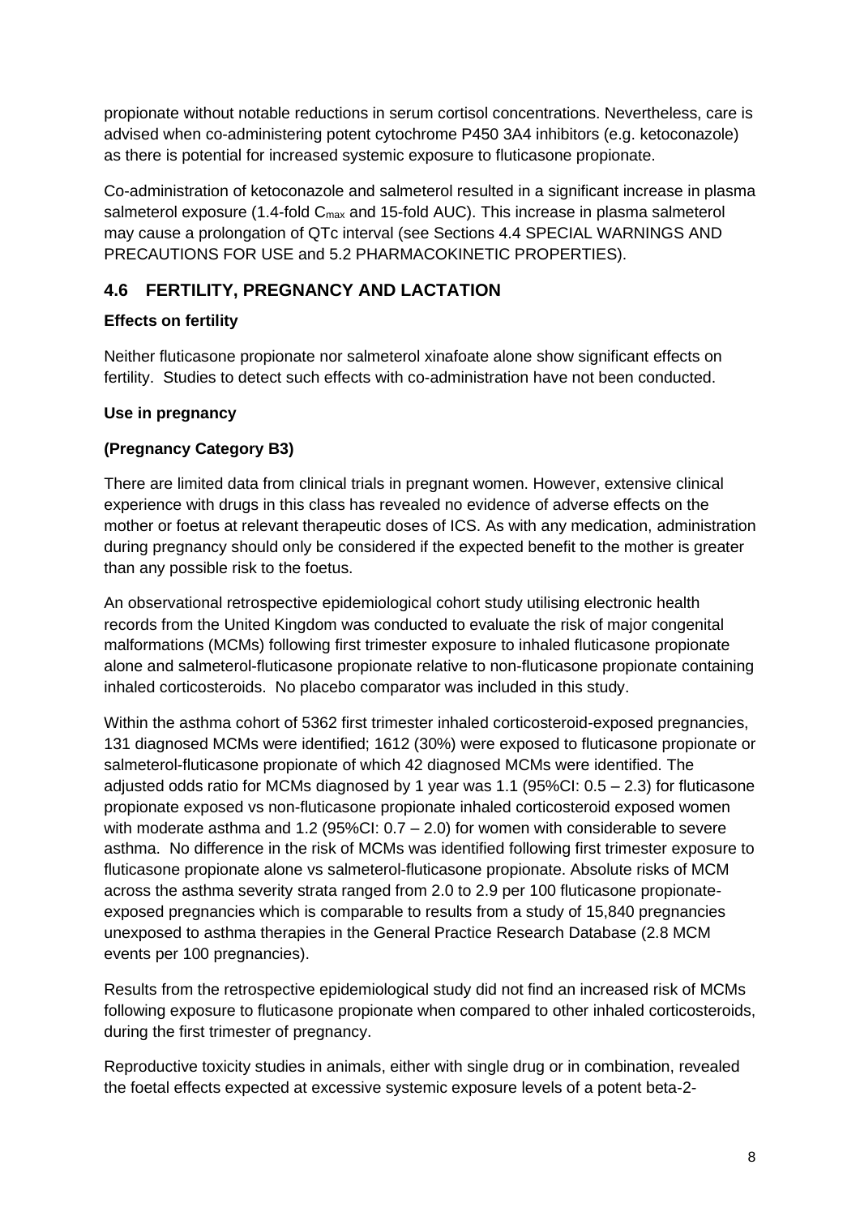propionate without notable reductions in serum cortisol concentrations. Nevertheless, care is advised when co-administering potent cytochrome P450 3A4 inhibitors (e.g. ketoconazole) as there is potential for increased systemic exposure to fluticasone propionate.

Co-administration of ketoconazole and salmeterol resulted in a significant increase in plasma salmeterol exposure (1.4-fold $C_{max}$ and 15-fold AUC). This increase in plasma salmeterol may cause a prolongation of QTc interval (see Sections 4.4 SPECIAL WARNINGS AND PRECAUTIONS FOR USE and 5.2 PHARMACOKINETIC PROPERTIES).

## 4.6 FERTILITY, PREGNANCY AND LACTATION

**Effects on fertility**

Neither fluticasone propionate nor salmeterol xinafoate alone show significant effects on fertility. Studies to detect such effects with co-administration have not been conducted.

**Use in pregnancy**

**(Pregnancy Category B3)**

There are limited data from clinical trials in pregnant women. However, extensive clinical experience with drugs in this class has revealed no evidence of adverse effects on the mother or foetus at relevant therapeutic doses of ICS. As with any medication, administration during pregnancy should only be considered if the expected benefit to the mother is greater than any possible risk to the foetus.

An observational retrospective epidemiological cohort study utilising electronic health records from the United Kingdom was conducted to evaluate the risk of major congenital malformations (MCMs) following first trimester exposure to inhaled fluticasone propionate alone and salmeterol-fluticasone propionate relative to non-fluticasone propionate containing inhaled corticosteroids. No placebo comparator was included in this study.

Within the asthma cohort of 5362 first trimester inhaled corticosteroid-exposed pregnancies, 131 diagnosed MCMs were identified; 1612 (30%) were exposed to fluticasone propionate or salmeterol-fluticasone propionate of which 42 diagnosed MCMs were identified. The adjusted odds ratio for MCMs diagnosed by 1 year was 1.1 (95%CI: 0.5 – 2.3) for fluticasone propionate exposed vs non-fluticasone propionate inhaled corticosteroid exposed women with moderate asthma and 1.2 (95%CI: 0.7 – 2.0) for women with considerable to severe asthma. No difference in the risk of MCMs was identified following first trimester exposure to fluticasone propionate alone vs salmeterol-fluticasone propionate. Absolute risks of MCM across the asthma severity strata ranged from 2.0 to 2.9 per 100 fluticasone propionate-exposed pregnancies which is comparable to results from a study of 15,840 pregnancies unexposed to asthma therapies in the General Practice Research Database (2.8 MCM events per 100 pregnancies).

Results from the retrospective epidemiological study did not find an increased risk of MCMs following exposure to fluticasone propionate when compared to other inhaled corticosteroids, during the first trimester of pregnancy.

Reproductive toxicity studies in animals, either with single drug or in combination, revealed the foetal effects expected at excessive systemic exposure levels of a potent beta-2-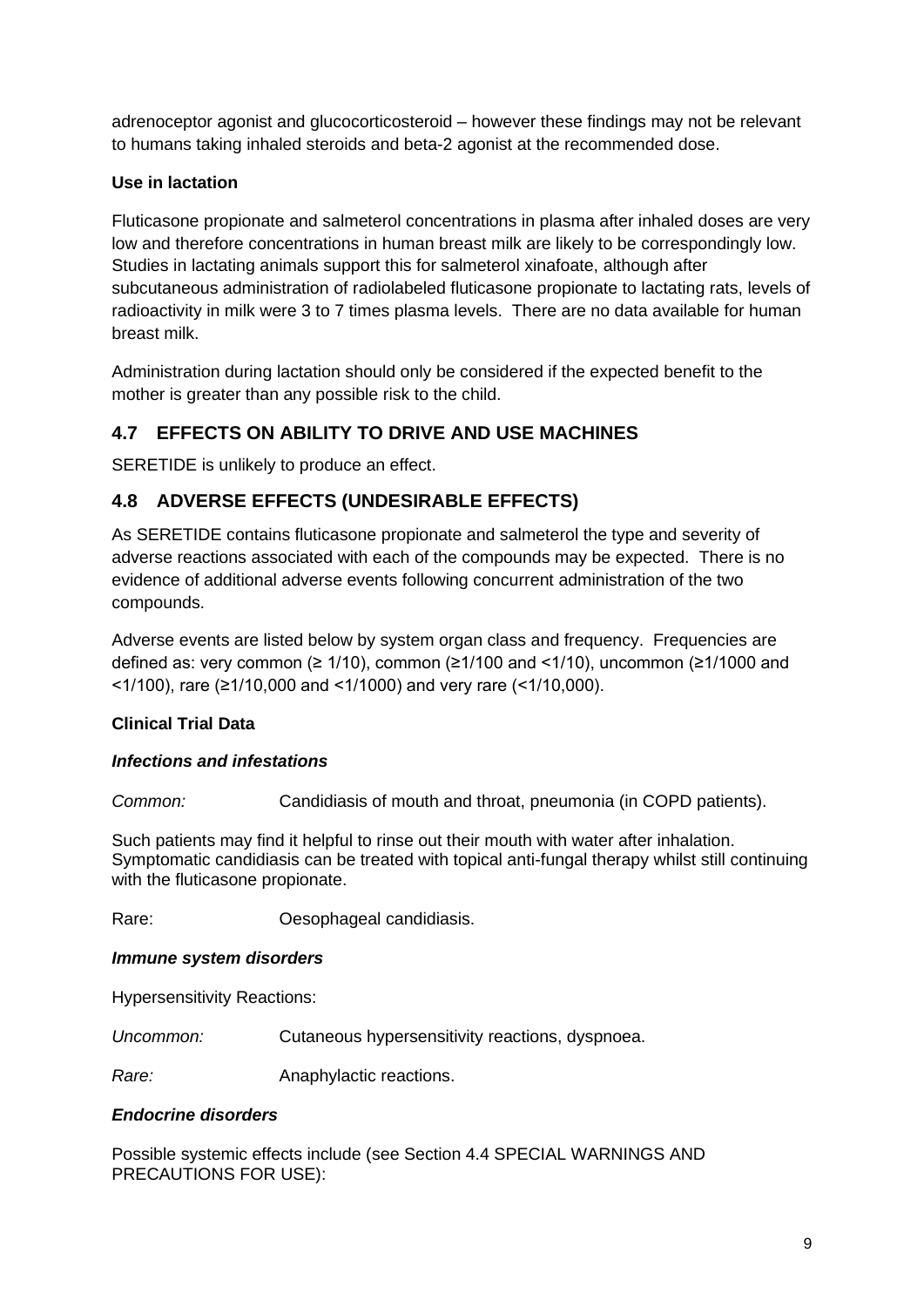adrenoceptor agonist and glucocorticosteroid – however these findings may not be relevant to humans taking inhaled steroids and beta-2 agonist at the recommended dose.

**Use in lactation**

Fluticasone propionate and salmeterol concentrations in plasma after inhaled doses are very low and therefore concentrations in human breast milk are likely to be correspondingly low. Studies in lactating animals support this for salmeterol xinafoate, although after subcutaneous administration of radiolabeled fluticasone propionate to lactating rats, levels of radioactivity in milk were 3 to 7 times plasma levels. There are no data available for human breast milk.

Administration during lactation should only be considered if the expected benefit to the mother is greater than any possible risk to the child.

## 4.7 EFFECTS ON ABILITY TO DRIVE AND USE MACHINES

SERETIDE is unlikely to produce an effect.

## 4.8 ADVERSE EFFECTS (UNDESIRABLE EFFECTS)

As SERETIDE contains fluticasone propionate and salmeterol the type and severity of adverse reactions associated with each of the compounds may be expected. There is no evidence of additional adverse events following concurrent administration of the two compounds.

Adverse events are listed below by system organ class and frequency. Frequencies are defined as: very common (≥ 1/10), common (≥1/100 and <1/10), uncommon (≥1/1000 and <1/100), rare (≥1/10,000 and <1/1000) and very rare (<1/10,000).

**Clinical Trial Data**

***Infections and infestations***

*Common:* Candidiasis of mouth and throat, pneumonia (in COPD patients).

Such patients may find it helpful to rinse out their mouth with water after inhalation. Symptomatic candidiasis can be treated with topical anti-fungal therapy whilst still continuing with the fluticasone propionate.

Rare: Oesophageal candidiasis.

***Immune system disorders***

Hypersensitivity Reactions:

*Uncommon:* Cutaneous hypersensitivity reactions, dyspnoea.

*Rare:* Anaphylactic reactions.

***Endocrine disorders***

Possible systemic effects include (see Section 4.4 SPECIAL WARNINGS AND PRECAUTIONS FOR USE):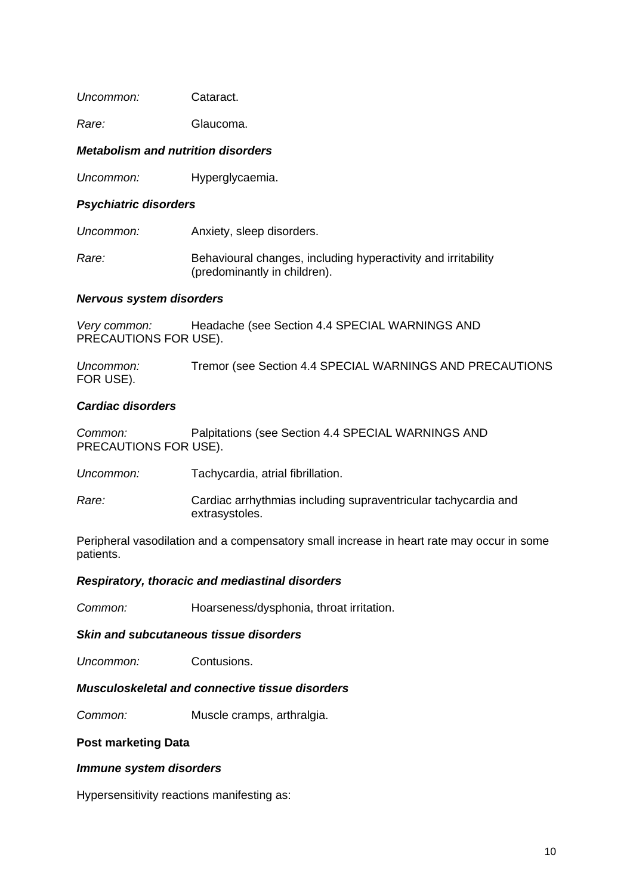*Uncommon:* Cataract.

*Rare:* Glaucoma.

***Metabolism and nutrition disorders***

*Uncommon:* Hyperglycaemia.

***Psychiatric disorders***

*Uncommon:* Anxiety, sleep disorders.

*Rare:* Behavioural changes, including hyperactivity and irritability (predominantly in children).

***Nervous system disorders***

*Very common:* Headache (see Section 4.4 SPECIAL WARNINGS AND PRECAUTIONS FOR USE).

*Uncommon:* Tremor (see Section 4.4 SPECIAL WARNINGS AND PRECAUTIONS FOR USE).

***Cardiac disorders***

*Common:* Palpitations (see Section 4.4 SPECIAL WARNINGS AND PRECAUTIONS FOR USE).

*Uncommon:* Tachycardia, atrial fibrillation.

*Rare:* Cardiac arrhythmias including supraventricular tachycardia and extrasystoles.

Peripheral vasodilation and a compensatory small increase in heart rate may occur in some patients.

***Respiratory, thoracic and mediastinal disorders***

*Common:* Hoarseness/dysphonia, throat irritation.

***Skin and subcutaneous tissue disorders***

*Uncommon:* Contusions.

***Musculoskeletal and connective tissue disorders***

*Common:* Muscle cramps, arthralgia.

**Post marketing Data**

***Immune system disorders***

Hypersensitivity reactions manifesting as: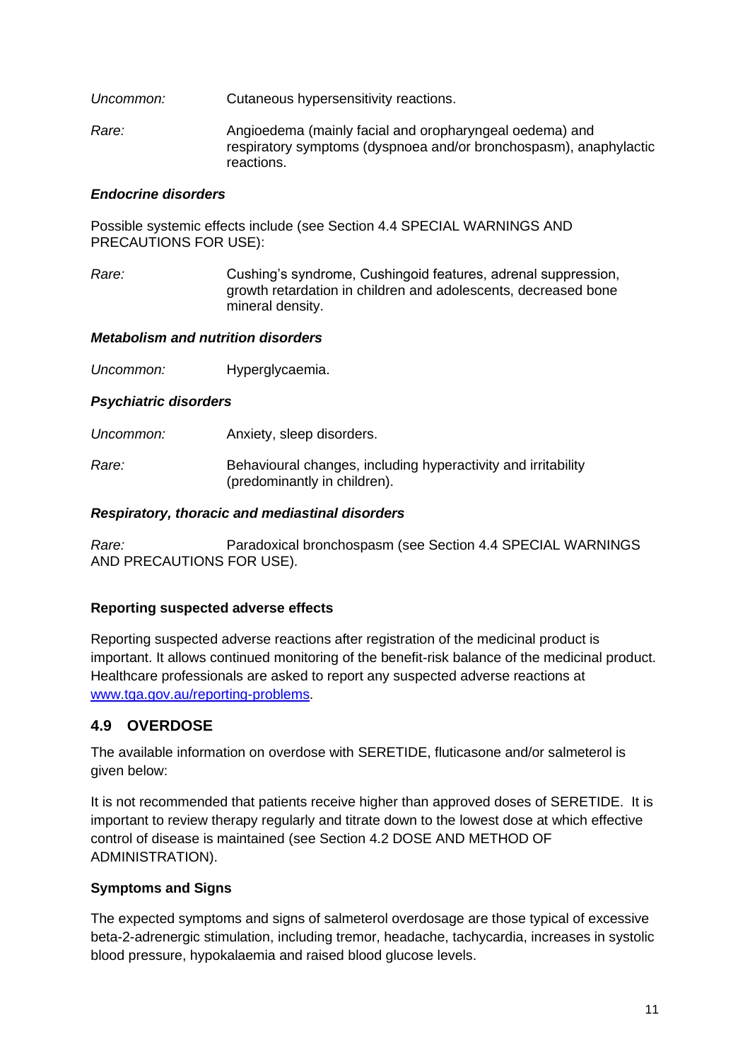*Uncommon:* Cutaneous hypersensitivity reactions.

*Rare:* Angioedema (mainly facial and oropharyngeal oedema) and respiratory symptoms (dyspnoea and/or bronchospasm), anaphylactic reactions.

***Endocrine disorders***

Possible systemic effects include (see Section 4.4 SPECIAL WARNINGS AND PRECAUTIONS FOR USE):

*Rare:* Cushing's syndrome, Cushingoid features, adrenal suppression, growth retardation in children and adolescents, decreased bone mineral density.

***Metabolism and nutrition disorders***

*Uncommon:* Hyperglycaemia.

***Psychiatric disorders***

*Uncommon:* Anxiety, sleep disorders.

*Rare:* Behavioural changes, including hyperactivity and irritability (predominantly in children).

***Respiratory, thoracic and mediastinal disorders***

*Rare:* Paradoxical bronchospasm (see Section 4.4 SPECIAL WARNINGS AND PRECAUTIONS FOR USE).

**Reporting suspected adverse effects**

Reporting suspected adverse reactions after registration of the medicinal product is important. It allows continued monitoring of the benefit-risk balance of the medicinal product. Healthcare professionals are asked to report any suspected adverse reactions at [www.tga.gov.au/reporting-problems](http://www.tga.gov.au/reporting-problems).

## 4.9 OVERDOSE

The available information on overdose with SERETIDE, fluticasone and/or salmeterol is given below:

It is not recommended that patients receive higher than approved doses of SERETIDE. It is important to review therapy regularly and titrate down to the lowest dose at which effective control of disease is maintained (see Section 4.2 DOSE AND METHOD OF ADMINISTRATION).

**Symptoms and Signs**

The expected symptoms and signs of salmeterol overdosage are those typical of excessive beta-2-adrenergic stimulation, including tremor, headache, tachycardia, increases in systolic blood pressure, hypokalaemia and raised blood glucose levels.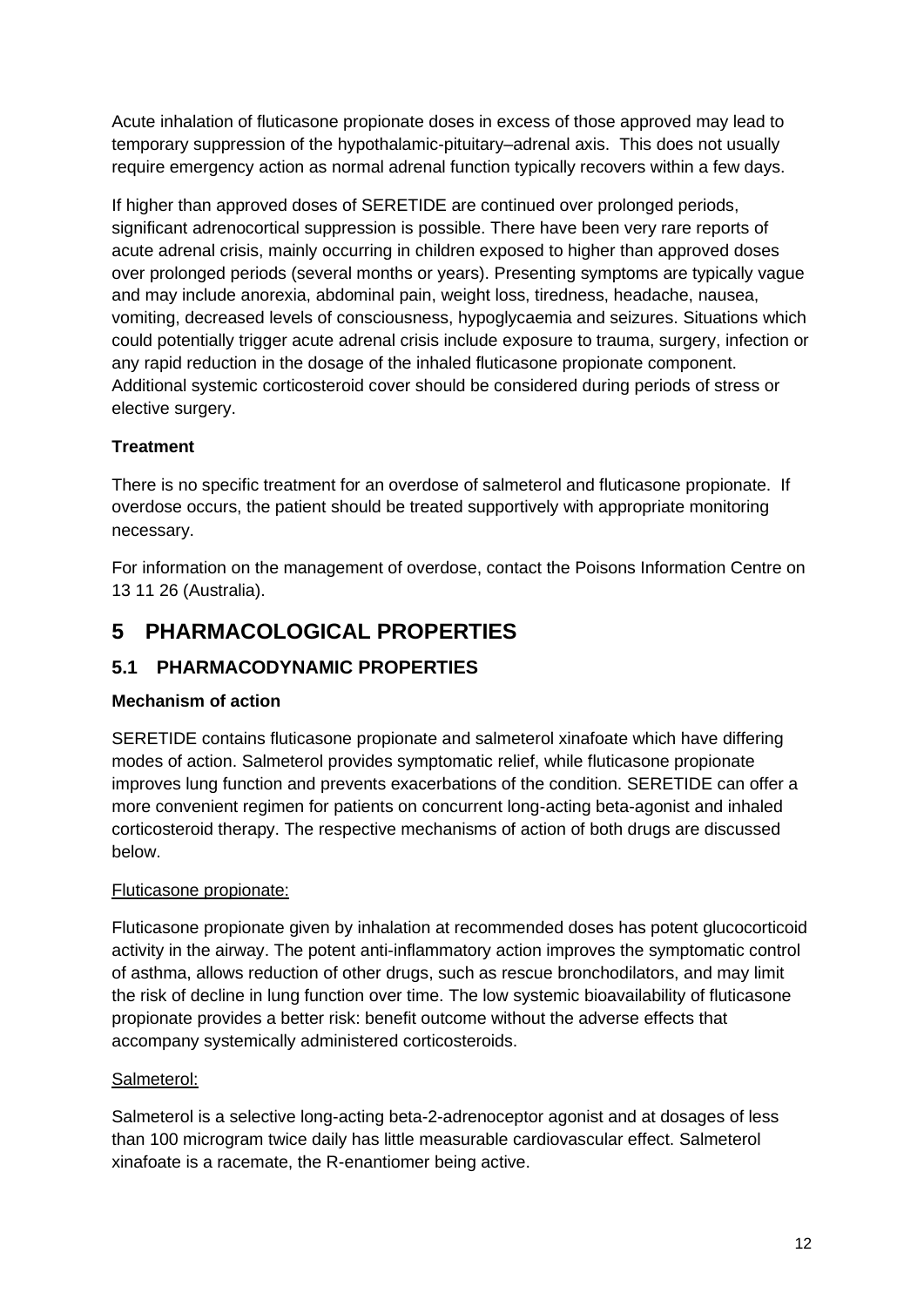Acute inhalation of fluticasone propionate doses in excess of those approved may lead to temporary suppression of the hypothalamic-pituitary–adrenal axis. This does not usually require emergency action as normal adrenal function typically recovers within a few days.

If higher than approved doses of SERETIDE are continued over prolonged periods, significant adrenocortical suppression is possible. There have been very rare reports of acute adrenal crisis, mainly occurring in children exposed to higher than approved doses over prolonged periods (several months or years). Presenting symptoms are typically vague and may include anorexia, abdominal pain, weight loss, tiredness, headache, nausea, vomiting, decreased levels of consciousness, hypoglycaemia and seizures. Situations which could potentially trigger acute adrenal crisis include exposure to trauma, surgery, infection or any rapid reduction in the dosage of the inhaled fluticasone propionate component. Additional systemic corticosteroid cover should be considered during periods of stress or elective surgery.

**Treatment**

There is no specific treatment for an overdose of salmeterol and fluticasone propionate. If overdose occurs, the patient should be treated supportively with appropriate monitoring necessary.

For information on the management of overdose, contact the Poisons Information Centre on 13 11 26 (Australia).

# 5 PHARMACOLOGICAL PROPERTIES

## 5.1 PHARMACODYNAMIC PROPERTIES

**Mechanism of action**

SERETIDE contains fluticasone propionate and salmeterol xinafoate which have differing modes of action. Salmeterol provides symptomatic relief, while fluticasone propionate improves lung function and prevents exacerbations of the condition. SERETIDE can offer a more convenient regimen for patients on concurrent long-acting beta-agonist and inhaled corticosteroid therapy. The respective mechanisms of action of both drugs are discussed below.

Fluticasone propionate:

Fluticasone propionate given by inhalation at recommended doses has potent glucocorticoid activity in the airway. The potent anti-inflammatory action improves the symptomatic control of asthma, allows reduction of other drugs, such as rescue bronchodilators, and may limit the risk of decline in lung function over time. The low systemic bioavailability of fluticasone propionate provides a better risk: benefit outcome without the adverse effects that accompany systemically administered corticosteroids.

Salmeterol:

Salmeterol is a selective long-acting beta-2-adrenoceptor agonist and at dosages of less than 100 microgram twice daily has little measurable cardiovascular effect. Salmeterol xinafoate is a racemate, the R-enantiomer being active.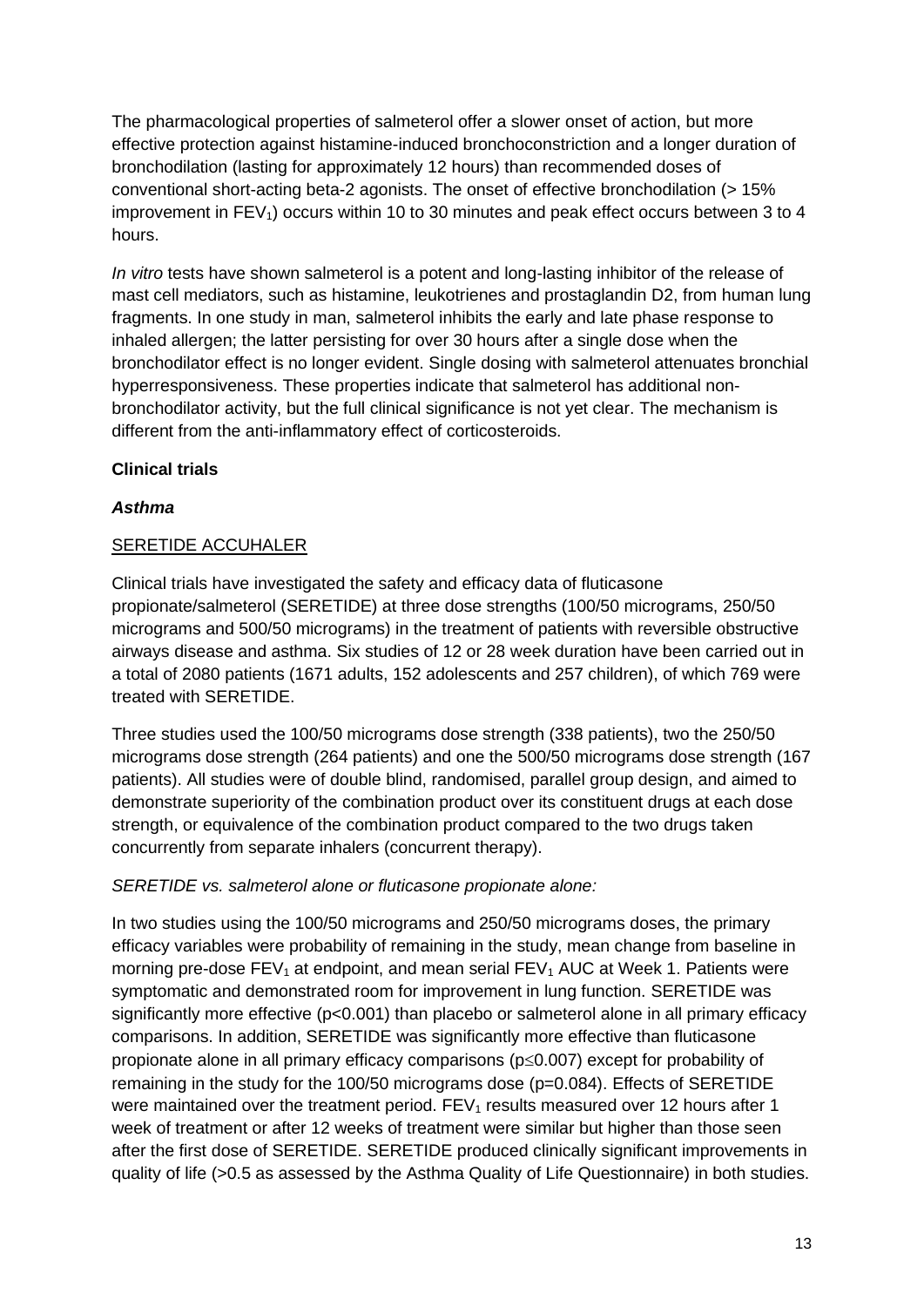The pharmacological properties of salmeterol offer a slower onset of action, but more effective protection against histamine-induced bronchoconstriction and a longer duration of bronchodilation (lasting for approximately 12 hours) than recommended doses of conventional short-acting beta-2 agonists. The onset of effective bronchodilation (> 15% improvement in $FEV_1$) occurs within 10 to 30 minutes and peak effect occurs between 3 to 4 hours.

*In vitro* tests have shown salmeterol is a potent and long-lasting inhibitor of the release of mast cell mediators, such as histamine, leukotrienes and prostaglandin D2, from human lung fragments. In one study in man, salmeterol inhibits the early and late phase response to inhaled allergen; the latter persisting for over 30 hours after a single dose when the bronchodilator effect is no longer evident. Single dosing with salmeterol attenuates bronchial hyperresponsiveness. These properties indicate that salmeterol has additional non-bronchodilator activity, but the full clinical significance is not yet clear. The mechanism is different from the anti-inflammatory effect of corticosteroids.

**Clinical trials**

***Asthma***

SERETIDE ACCUHALER

Clinical trials have investigated the safety and efficacy data of fluticasone propionate/salmeterol (SERETIDE) at three dose strengths (100/50 micrograms, 250/50 micrograms and 500/50 micrograms) in the treatment of patients with reversible obstructive airways disease and asthma. Six studies of 12 or 28 week duration have been carried out in a total of 2080 patients (1671 adults, 152 adolescents and 257 children), of which 769 were treated with SERETIDE.

Three studies used the 100/50 micrograms dose strength (338 patients), two the 250/50 micrograms dose strength (264 patients) and one the 500/50 micrograms dose strength (167 patients). All studies were of double blind, randomised, parallel group design, and aimed to demonstrate superiority of the combination product over its constituent drugs at each dose strength, or equivalence of the combination product compared to the two drugs taken concurrently from separate inhalers (concurrent therapy).

*SERETIDE vs. salmeterol alone or fluticasone propionate alone:*

In two studies using the 100/50 micrograms and 250/50 micrograms doses, the primary efficacy variables were probability of remaining in the study, mean change from baseline in morning pre-dose $FEV_1$ at endpoint, and mean serial $FEV_1$ AUC at Week 1. Patients were symptomatic and demonstrated room for improvement in lung function. SERETIDE was significantly more effective ($p<0.001$) than placebo or salmeterol alone in all primary efficacy comparisons. In addition, SERETIDE was significantly more effective than fluticasone propionate alone in all primary efficacy comparisons ($p \leq 0.007$) except for probability of remaining in the study for the 100/50 micrograms dose ($p=0.084$). Effects of SERETIDE were maintained over the treatment period. $FEV_1$ results measured over 12 hours after 1 week of treatment or after 12 weeks of treatment were similar but higher than those seen after the first dose of SERETIDE. SERETIDE produced clinically significant improvements in quality of life (>0.5 as assessed by the Asthma Quality of Life Questionnaire) in both studies.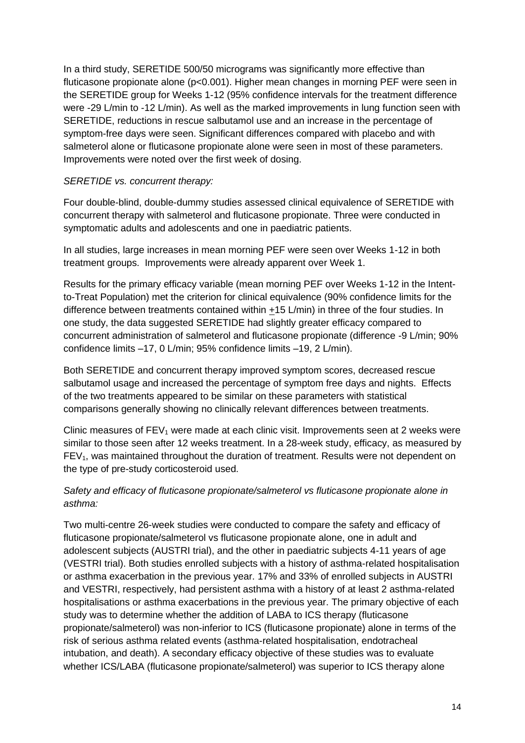In a third study, SERETIDE 500/50 micrograms was significantly more effective than fluticasone propionate alone ($p<0.001$). Higher mean changes in morning PEF were seen in the SERETIDE group for Weeks 1-12 (95% confidence intervals for the treatment difference were -29 L/min to -12 L/min). As well as the marked improvements in lung function seen with SERETIDE, reductions in rescue salbutamol use and an increase in the percentage of symptom-free days were seen. Significant differences compared with placebo and with salmeterol alone or fluticasone propionate alone were seen in most of these parameters. Improvements were noted over the first week of dosing.

*SERETIDE vs. concurrent therapy:*

Four double-blind, double-dummy studies assessed clinical equivalence of SERETIDE with concurrent therapy with salmeterol and fluticasone propionate. Three were conducted in symptomatic adults and adolescents and one in paediatric patients.

In all studies, large increases in mean morning PEF were seen over Weeks 1-12 in both treatment groups. Improvements were already apparent over Week 1.

Results for the primary efficacy variable (mean morning PEF over Weeks 1-12 in the Intent-to-Treat Population) met the criterion for clinical equivalence (90% confidence limits for the difference between treatments contained within $\pm$15 L/min) in three of the four studies. In one study, the data suggested SERETIDE had slightly greater efficacy compared to concurrent administration of salmeterol and fluticasone propionate (difference -9 L/min; 90% confidence limits –17, 0 L/min; 95% confidence limits –19, 2 L/min).

Both SERETIDE and concurrent therapy improved symptom scores, decreased rescue salbutamol usage and increased the percentage of symptom free days and nights. Effects of the two treatments appeared to be similar on these parameters with statistical comparisons generally showing no clinically relevant differences between treatments.

Clinic measures of $FEV_1$ were made at each clinic visit. Improvements seen at 2 weeks were similar to those seen after 12 weeks treatment. In a 28-week study, efficacy, as measured by $FEV_1$, was maintained throughout the duration of treatment. Results were not dependent on the type of pre-study corticosteroid used.

*Safety and efficacy of fluticasone propionate/salmeterol vs fluticasone propionate alone in asthma:*

Two multi-centre 26-week studies were conducted to compare the safety and efficacy of fluticasone propionate/salmeterol vs fluticasone propionate alone, one in adult and adolescent subjects (AUSTRI trial), and the other in paediatric subjects 4-11 years of age (VESTRI trial). Both studies enrolled subjects with a history of asthma-related hospitalisation or asthma exacerbation in the previous year. 17% and 33% of enrolled subjects in AUSTRI and VESTRI, respectively, had persistent asthma with a history of at least 2 asthma-related hospitalisations or asthma exacerbations in the previous year. The primary objective of each study was to determine whether the addition of LABA to ICS therapy (fluticasone propionate/salmeterol) was non-inferior to ICS (fluticasone propionate) alone in terms of the risk of serious asthma related events (asthma-related hospitalisation, endotracheal intubation, and death). A secondary efficacy objective of these studies was to evaluate whether ICS/LABA (fluticasone propionate/salmeterol) was superior to ICS therapy alone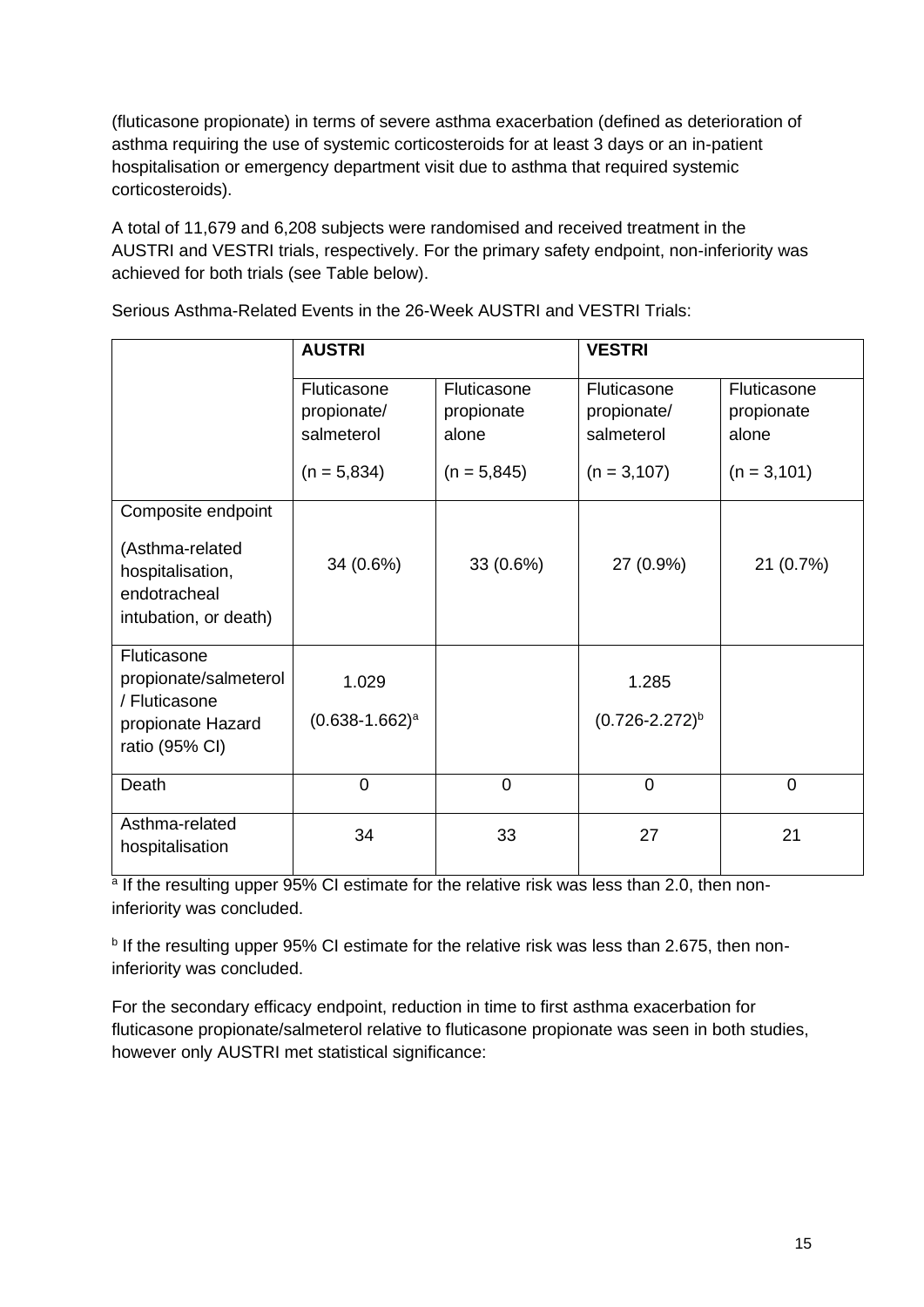(fluticasone propionate) in terms of severe asthma exacerbation (defined as deterioration of asthma requiring the use of systemic corticosteroids for at least 3 days or an in-patient hospitalisation or emergency department visit due to asthma that required systemic corticosteroids).

A total of 11,679 and 6,208 subjects were randomised and received treatment in the AUSTRI and VESTRI trials, respectively. For the primary safety endpoint, non-inferiority was achieved for both trials (see Table below).

Serious Asthma-Related Events in the 26-Week AUSTRI and VESTRI Trials:

| | **AUSTRI** | | **VESTRI** | |
|---|---|---|---|---|
| | Fluticasone propionate/ salmeterol (n = 5,834) | Fluticasone propionate alone (n = 5,845) | Fluticasone propionate/ salmeterol (n = 3,107) | Fluticasone propionate alone (n = 3,101) |
| Composite endpoint (Asthma-related hospitalisation, endotracheal intubation, or death) | 34 (0.6%) | 33 (0.6%) | 27 (0.9%) | 21 (0.7%) |
| Fluticasone propionate/salmeterol / Fluticasone propionate Hazard ratio (95% CI) | 1.029 (0.638-1.662)[a] | | 1.285 (0.726-2.272)[b] | |
| Death | 0 | 0 | 0 | 0 |
| Asthma-related hospitalisation | 34 | 33 | 27 | 21 |

[a] If the resulting upper 95% CI estimate for the relative risk was less than 2.0, then non-inferiority was concluded.

[b] If the resulting upper 95% CI estimate for the relative risk was less than 2.675, then non-inferiority was concluded.

For the secondary efficacy endpoint, reduction in time to first asthma exacerbation for fluticasone propionate/salmeterol relative to fluticasone propionate was seen in both studies, however only AUSTRI met statistical significance: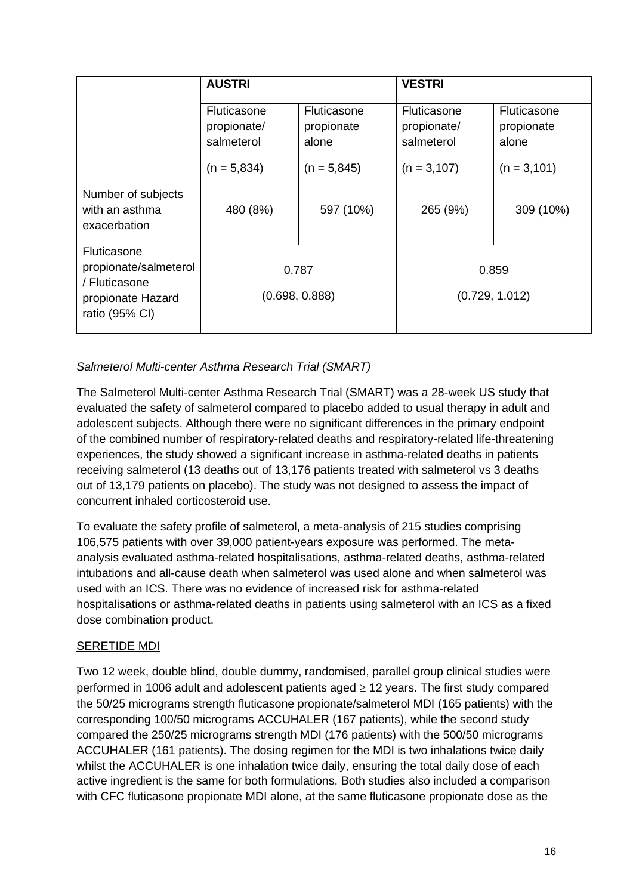| | AUSTRI | | VESTRI | |
|---|---|---|---|---|
| | Fluticasone propionate/ salmeterol (n = 5,834) | Fluticasone propionate alone (n = 5,845) | Fluticasone propionate/ salmeterol (n = 3,107) | Fluticasone propionate alone (n = 3,101) |
| Number of subjects with an asthma exacerbation | 480 (8%) | 597 (10%) | 265 (9%) | 309 (10%) |
| Fluticasone propionate/salmeterol / Fluticasone propionate Hazard ratio (95% CI) | 0.787 (0.698, 0.888) | | 0.859 (0.729, 1.012) | |

*Salmeterol Multi-center Asthma Research Trial (SMART)*

The Salmeterol Multi-center Asthma Research Trial (SMART) was a 28-week US study that evaluated the safety of salmeterol compared to placebo added to usual therapy in adult and adolescent subjects. Although there were no significant differences in the primary endpoint of the combined number of respiratory-related deaths and respiratory-related life-threatening experiences, the study showed a significant increase in asthma-related deaths in patients receiving salmeterol (13 deaths out of 13,176 patients treated with salmeterol vs 3 deaths out of 13,179 patients on placebo). The study was not designed to assess the impact of concurrent inhaled corticosteroid use.

To evaluate the safety profile of salmeterol, a meta-analysis of 215 studies comprising 106,575 patients with over 39,000 patient-years exposure was performed. The meta-analysis evaluated asthma-related hospitalisations, asthma-related deaths, asthma-related intubations and all-cause death when salmeterol was used alone and when salmeterol was used with an ICS. There was no evidence of increased risk for asthma-related hospitalisations or asthma-related deaths in patients using salmeterol with an ICS as a fixed dose combination product.

<u>SERETIDE MDI</u>

Two 12 week, double blind, double dummy, randomised, parallel group clinical studies were performed in 1006 adult and adolescent patients aged $\geq$ 12 years. The first study compared the 50/25 micrograms strength fluticasone propionate/salmeterol MDI (165 patients) with the corresponding 100/50 micrograms ACCUHALER (167 patients), while the second study compared the 250/25 micrograms strength MDI (176 patients) with the 500/50 micrograms ACCUHALER (161 patients). The dosing regimen for the MDI is two inhalations twice daily whilst the ACCUHALER is one inhalation twice daily, ensuring the total daily dose of each active ingredient is the same for both formulations. Both studies also included a comparison with CFC fluticasone propionate MDI alone, at the same fluticasone propionate dose as the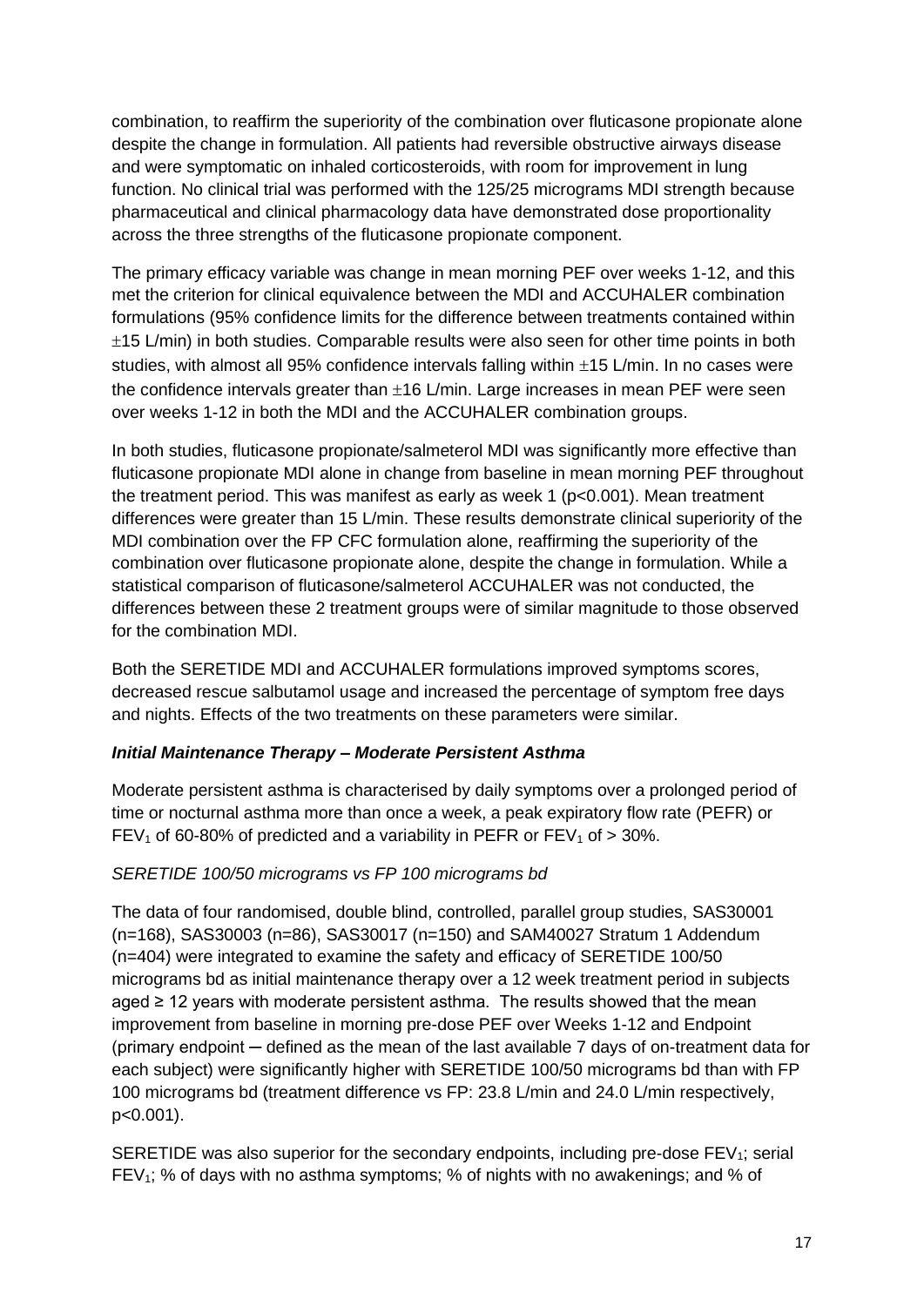combination, to reaffirm the superiority of the combination over fluticasone propionate alone despite the change in formulation. All patients had reversible obstructive airways disease and were symptomatic on inhaled corticosteroids, with room for improvement in lung function. No clinical trial was performed with the 125/25 micrograms MDI strength because pharmaceutical and clinical pharmacology data have demonstrated dose proportionality across the three strengths of the fluticasone propionate component.

The primary efficacy variable was change in mean morning PEF over weeks 1-12, and this met the criterion for clinical equivalence between the MDI and ACCUHALER combination formulations (95% confidence limits for the difference between treatments contained within $\pm$15 L/min) in both studies. Comparable results were also seen for other time points in both studies, with almost all 95% confidence intervals falling within $\pm$15 L/min. In no cases were the confidence intervals greater than $\pm$16 L/min. Large increases in mean PEF were seen over weeks 1-12 in both the MDI and the ACCUHALER combination groups.

In both studies, fluticasone propionate/salmeterol MDI was significantly more effective than fluticasone propionate MDI alone in change from baseline in mean morning PEF throughout the treatment period. This was manifest as early as week 1 ($p<0.001$). Mean treatment differences were greater than 15 L/min. These results demonstrate clinical superiority of the MDI combination over the FP CFC formulation alone, reaffirming the superiority of the combination over fluticasone propionate alone, despite the change in formulation. While a statistical comparison of fluticasone/salmeterol ACCUHALER was not conducted, the differences between these 2 treatment groups were of similar magnitude to those observed for the combination MDI.

Both the SERETIDE MDI and ACCUHALER formulations improved symptoms scores, decreased rescue salbutamol usage and increased the percentage of symptom free days and nights. Effects of the two treatments on these parameters were similar.

***Initial Maintenance Therapy – Moderate Persistent Asthma***

Moderate persistent asthma is characterised by daily symptoms over a prolonged period of time or nocturnal asthma more than once a week, a peak expiratory flow rate (PEFR) or $FEV_1$ of 60-80% of predicted and a variability in PEFR or $FEV_1$ of > 30%.

*SERETIDE 100/50 micrograms vs FP 100 micrograms bd*

The data of four randomised, double blind, controlled, parallel group studies, SAS30001 (n=168), SAS30003 (n=86), SAS30017 (n=150) and SAM40027 Stratum 1 Addendum (n=404) were integrated to examine the safety and efficacy of SERETIDE 100/50 micrograms bd as initial maintenance therapy over a 12 week treatment period in subjects aged ≥ 12 years with moderate persistent asthma. The results showed that the mean improvement from baseline in morning pre-dose PEF over Weeks 1-12 and Endpoint (primary endpoint ─ defined as the mean of the last available 7 days of on-treatment data for each subject) were significantly higher with SERETIDE 100/50 micrograms bd than with FP 100 micrograms bd (treatment difference vs FP: 23.8 L/min and 24.0 L/min respectively, $p<0.001$).

SERETIDE was also superior for the secondary endpoints, including pre-dose $FEV_1$; serial $FEV_1$; % of days with no asthma symptoms; % of nights with no awakenings; and % of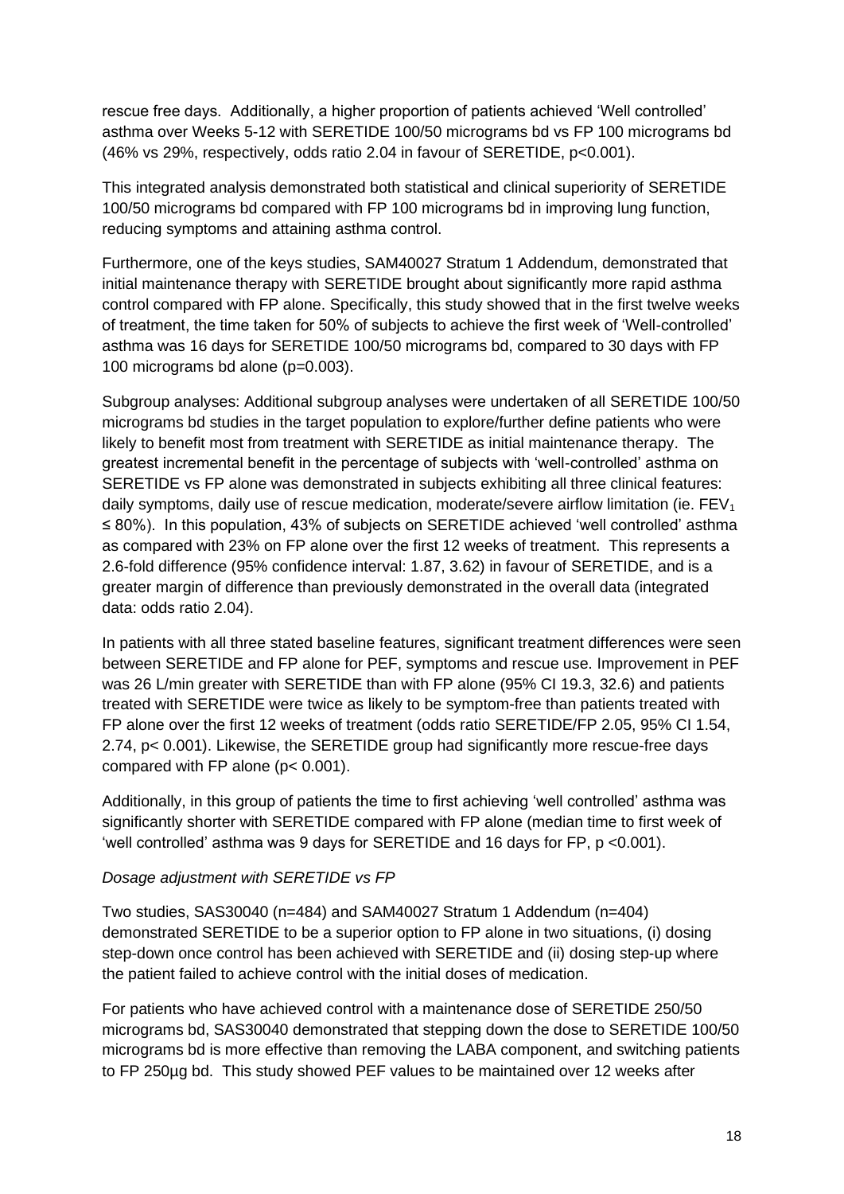rescue free days. Additionally, a higher proportion of patients achieved 'Well controlled' asthma over Weeks 5-12 with SERETIDE 100/50 micrograms bd vs FP 100 micrograms bd (46% vs 29%, respectively, odds ratio 2.04 in favour of SERETIDE, $p<0.001$).

This integrated analysis demonstrated both statistical and clinical superiority of SERETIDE 100/50 micrograms bd compared with FP 100 micrograms bd in improving lung function, reducing symptoms and attaining asthma control.

Furthermore, one of the keys studies, SAM40027 Stratum 1 Addendum, demonstrated that initial maintenance therapy with SERETIDE brought about significantly more rapid asthma control compared with FP alone. Specifically, this study showed that in the first twelve weeks of treatment, the time taken for 50% of subjects to achieve the first week of 'Well-controlled' asthma was 16 days for SERETIDE 100/50 micrograms bd, compared to 30 days with FP 100 micrograms bd alone ($p=0.003$).

Subgroup analyses: Additional subgroup analyses were undertaken of all SERETIDE 100/50 micrograms bd studies in the target population to explore/further define patients who were likely to benefit most from treatment with SERETIDE as initial maintenance therapy. The greatest incremental benefit in the percentage of subjects with 'well-controlled' asthma on SERETIDE vs FP alone was demonstrated in subjects exhibiting all three clinical features: daily symptoms, daily use of rescue medication, moderate/severe airflow limitation (ie. $FEV_1 \leq 80\%$). In this population, 43% of subjects on SERETIDE achieved 'well controlled' asthma as compared with 23% on FP alone over the first 12 weeks of treatment. This represents a 2.6-fold difference (95% confidence interval: 1.87, 3.62) in favour of SERETIDE, and is a greater margin of difference than previously demonstrated in the overall data (integrated data: odds ratio 2.04).

In patients with all three stated baseline features, significant treatment differences were seen between SERETIDE and FP alone for PEF, symptoms and rescue use. Improvement in PEF was 26 L/min greater with SERETIDE than with FP alone (95% CI 19.3, 32.6) and patients treated with SERETIDE were twice as likely to be symptom-free than patients treated with FP alone over the first 12 weeks of treatment (odds ratio SERETIDE/FP 2.05, 95% CI 1.54, 2.74, $p< 0.001$). Likewise, the SERETIDE group had significantly more rescue-free days compared with FP alone ($p< 0.001$).

Additionally, in this group of patients the time to first achieving 'well controlled' asthma was significantly shorter with SERETIDE compared with FP alone (median time to first week of 'well controlled' asthma was 9 days for SERETIDE and 16 days for FP, $p <0.001$).

*Dosage adjustment with SERETIDE vs FP*

Two studies, SAS30040 (n=484) and SAM40027 Stratum 1 Addendum (n=404) demonstrated SERETIDE to be a superior option to FP alone in two situations, (i) dosing step-down once control has been achieved with SERETIDE and (ii) dosing step-up where the patient failed to achieve control with the initial doses of medication.

For patients who have achieved control with a maintenance dose of SERETIDE 250/50 micrograms bd, SAS30040 demonstrated that stepping down the dose to SERETIDE 100/50 micrograms bd is more effective than removing the LABA component, and switching patients to FP 250µg bd. This study showed PEF values to be maintained over 12 weeks after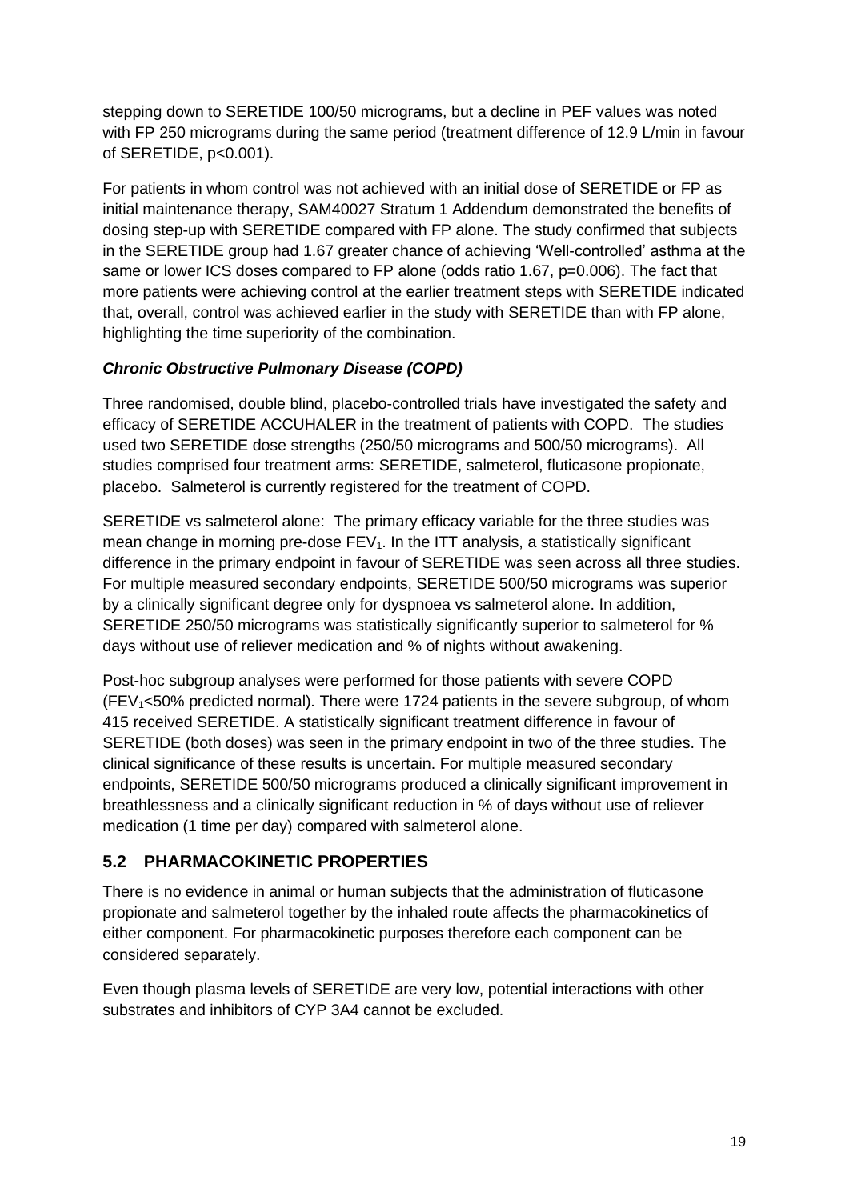stepping down to SERETIDE 100/50 micrograms, but a decline in PEF values was noted with FP 250 micrograms during the same period (treatment difference of 12.9 L/min in favour of SERETIDE, p<0.001).

For patients in whom control was not achieved with an initial dose of SERETIDE or FP as initial maintenance therapy, SAM40027 Stratum 1 Addendum demonstrated the benefits of dosing step-up with SERETIDE compared with FP alone. The study confirmed that subjects in the SERETIDE group had 1.67 greater chance of achieving 'Well-controlled' asthma at the same or lower ICS doses compared to FP alone (odds ratio 1.67, p=0.006). The fact that more patients were achieving control at the earlier treatment steps with SERETIDE indicated that, overall, control was achieved earlier in the study with SERETIDE than with FP alone, highlighting the time superiority of the combination.

### ***Chronic Obstructive Pulmonary Disease (COPD)***

Three randomised, double blind, placebo-controlled trials have investigated the safety and efficacy of SERETIDE ACCUHALER in the treatment of patients with COPD. The studies used two SERETIDE dose strengths (250/50 micrograms and 500/50 micrograms). All studies comprised four treatment arms: SERETIDE, salmeterol, fluticasone propionate, placebo. Salmeterol is currently registered for the treatment of COPD.

SERETIDE vs salmeterol alone: The primary efficacy variable for the three studies was mean change in morning pre-dose $FEV_1$. In the ITT analysis, a statistically significant difference in the primary endpoint in favour of SERETIDE was seen across all three studies. For multiple measured secondary endpoints, SERETIDE 500/50 micrograms was superior by a clinically significant degree only for dyspnoea vs salmeterol alone. In addition, SERETIDE 250/50 micrograms was statistically significantly superior to salmeterol for % days without use of reliever medication and % of nights without awakening.

Post-hoc subgroup analyses were performed for those patients with severe COPD ($FEV_1$<50% predicted normal). There were 1724 patients in the severe subgroup, of whom 415 received SERETIDE. A statistically significant treatment difference in favour of SERETIDE (both doses) was seen in the primary endpoint in two of the three studies. The clinical significance of these results is uncertain. For multiple measured secondary endpoints, SERETIDE 500/50 micrograms produced a clinically significant improvement in breathlessness and a clinically significant reduction in % of days without use of reliever medication (1 time per day) compared with salmeterol alone.

## 5.2 PHARMACOKINETIC PROPERTIES

There is no evidence in animal or human subjects that the administration of fluticasone propionate and salmeterol together by the inhaled route affects the pharmacokinetics of either component. For pharmacokinetic purposes therefore each component can be considered separately.

Even though plasma levels of SERETIDE are very low, potential interactions with other substrates and inhibitors of CYP 3A4 cannot be excluded.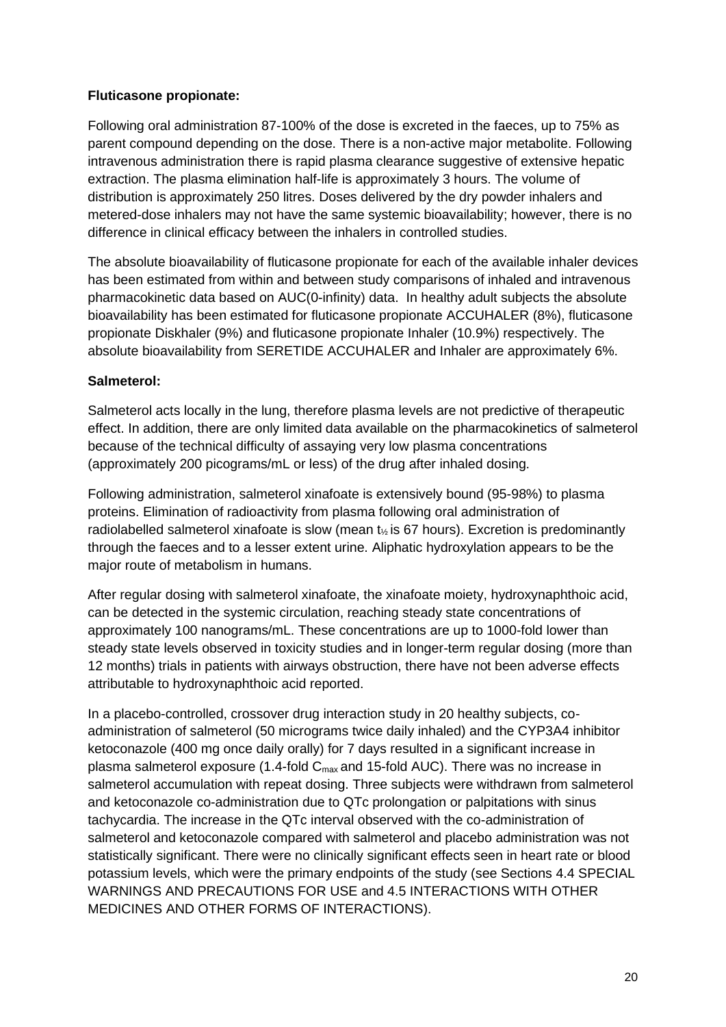**Fluticasone propionate:**

Following oral administration 87-100% of the dose is excreted in the faeces, up to 75% as parent compound depending on the dose. There is a non-active major metabolite. Following intravenous administration there is rapid plasma clearance suggestive of extensive hepatic extraction. The plasma elimination half-life is approximately 3 hours. The volume of distribution is approximately 250 litres. Doses delivered by the dry powder inhalers and metered-dose inhalers may not have the same systemic bioavailability; however, there is no difference in clinical efficacy between the inhalers in controlled studies.

The absolute bioavailability of fluticasone propionate for each of the available inhaler devices has been estimated from within and between study comparisons of inhaled and intravenous pharmacokinetic data based on AUC(0-infinity) data. In healthy adult subjects the absolute bioavailability has been estimated for fluticasone propionate ACCUHALER (8%), fluticasone propionate Diskhaler (9%) and fluticasone propionate Inhaler (10.9%) respectively. The absolute bioavailability from SERETIDE ACCUHALER and Inhaler are approximately 6%.

**Salmeterol:**

Salmeterol acts locally in the lung, therefore plasma levels are not predictive of therapeutic effect. In addition, there are only limited data available on the pharmacokinetics of salmeterol because of the technical difficulty of assaying very low plasma concentrations (approximately 200 picograms/mL or less) of the drug after inhaled dosing.

Following administration, salmeterol xinafoate is extensively bound (95-98%) to plasma proteins. Elimination of radioactivity from plasma following oral administration of radiolabelled salmeterol xinafoate is slow (mean $t_{½}$ is 67 hours). Excretion is predominantly through the faeces and to a lesser extent urine. Aliphatic hydroxylation appears to be the major route of metabolism in humans.

After regular dosing with salmeterol xinafoate, the xinafoate moiety, hydroxynaphthoic acid, can be detected in the systemic circulation, reaching steady state concentrations of approximately 100 nanograms/mL. These concentrations are up to 1000-fold lower than steady state levels observed in toxicity studies and in longer-term regular dosing (more than 12 months) trials in patients with airways obstruction, there have not been adverse effects attributable to hydroxynaphthoic acid reported.

In a placebo-controlled, crossover drug interaction study in 20 healthy subjects, co-administration of salmeterol (50 micrograms twice daily inhaled) and the CYP3A4 inhibitor ketoconazole (400 mg once daily orally) for 7 days resulted in a significant increase in plasma salmeterol exposure (1.4-fold $C_{max}$ and 15-fold AUC). There was no increase in salmeterol accumulation with repeat dosing. Three subjects were withdrawn from salmeterol and ketoconazole co-administration due to QTc prolongation or palpitations with sinus tachycardia. The increase in the QTc interval observed with the co-administration of salmeterol and ketoconazole compared with salmeterol and placebo administration was not statistically significant. There were no clinically significant effects seen in heart rate or blood potassium levels, which were the primary endpoints of the study (see Sections 4.4 SPECIAL WARNINGS AND PRECAUTIONS FOR USE and 4.5 INTERACTIONS WITH OTHER MEDICINES AND OTHER FORMS OF INTERACTIONS).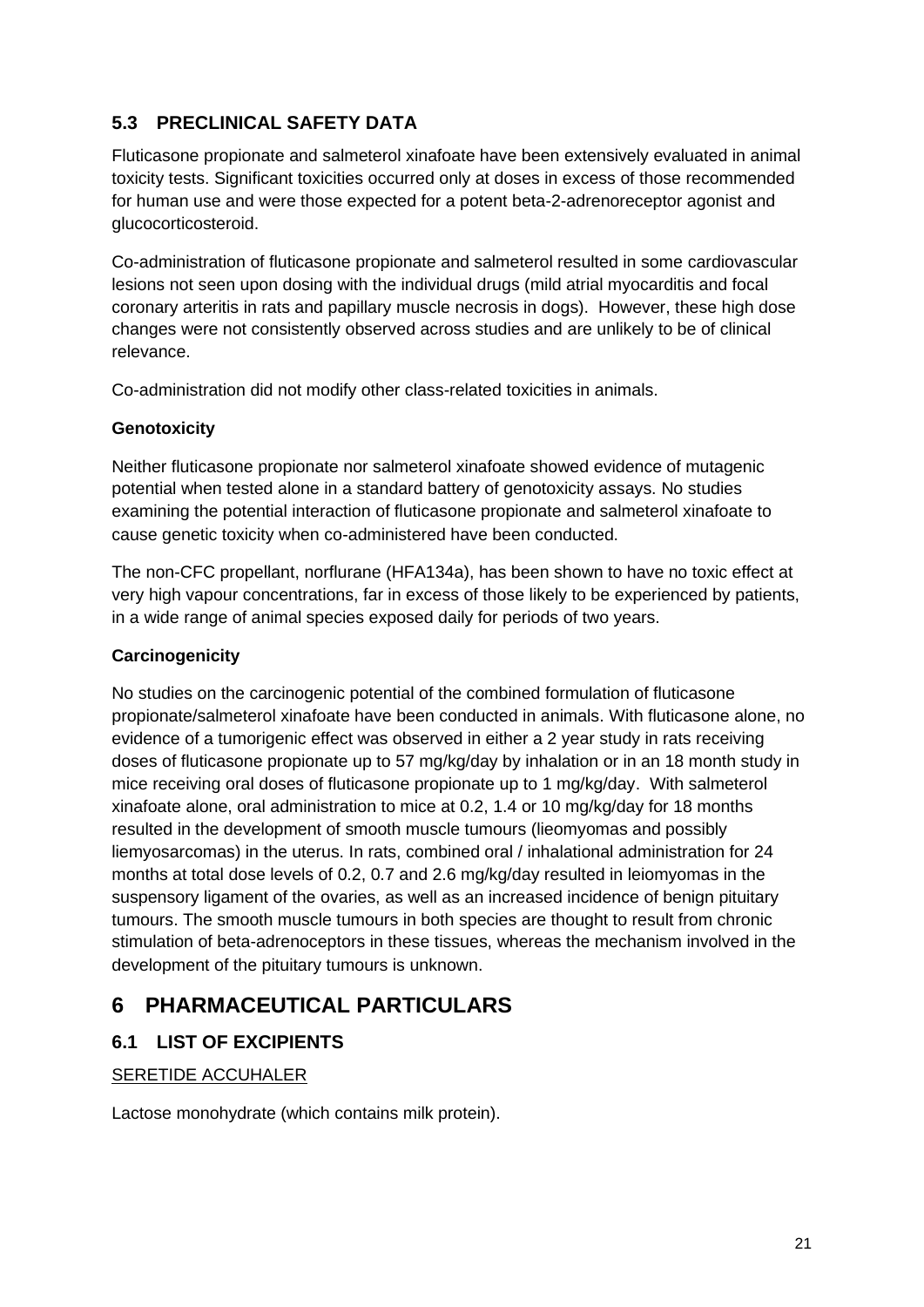### 5.3 PRECLINICAL SAFETY DATA

Fluticasone propionate and salmeterol xinafoate have been extensively evaluated in animal toxicity tests. Significant toxicities occurred only at doses in excess of those recommended for human use and were those expected for a potent beta-2-adrenoreceptor agonist and glucocorticosteroid.

Co-administration of fluticasone propionate and salmeterol resulted in some cardiovascular lesions not seen upon dosing with the individual drugs (mild atrial myocarditis and focal coronary arteritis in rats and papillary muscle necrosis in dogs). However, these high dose changes were not consistently observed across studies and are unlikely to be of clinical relevance.

Co-administration did not modify other class-related toxicities in animals.

**Genotoxicity**

Neither fluticasone propionate nor salmeterol xinafoate showed evidence of mutagenic potential when tested alone in a standard battery of genotoxicity assays. No studies examining the potential interaction of fluticasone propionate and salmeterol xinafoate to cause genetic toxicity when co-administered have been conducted.

The non-CFC propellant, norflurane (HFA134a), has been shown to have no toxic effect at very high vapour concentrations, far in excess of those likely to be experienced by patients, in a wide range of animal species exposed daily for periods of two years.

**Carcinogenicity**

No studies on the carcinogenic potential of the combined formulation of fluticasone propionate/salmeterol xinafoate have been conducted in animals. With fluticasone alone, no evidence of a tumorigenic effect was observed in either a 2 year study in rats receiving doses of fluticasone propionate up to 57 mg/kg/day by inhalation or in an 18 month study in mice receiving oral doses of fluticasone propionate up to 1 mg/kg/day. With salmeterol xinafoate alone, oral administration to mice at 0.2, 1.4 or 10 mg/kg/day for 18 months resulted in the development of smooth muscle tumours (lieomyomas and possibly liemyosarcomas) in the uterus. In rats, combined oral / inhalational administration for 24 months at total dose levels of 0.2, 0.7 and 2.6 mg/kg/day resulted in leiomyomas in the suspensory ligament of the ovaries, as well as an increased incidence of benign pituitary tumours. The smooth muscle tumours in both species are thought to result from chronic stimulation of beta-adrenoceptors in these tissues, whereas the mechanism involved in the development of the pituitary tumours is unknown.

## 6 PHARMACEUTICAL PARTICULARS

### 6.1 LIST OF EXCIPIENTS

SERETIDE ACCUHALER

Lactose monohydrate (which contains milk protein).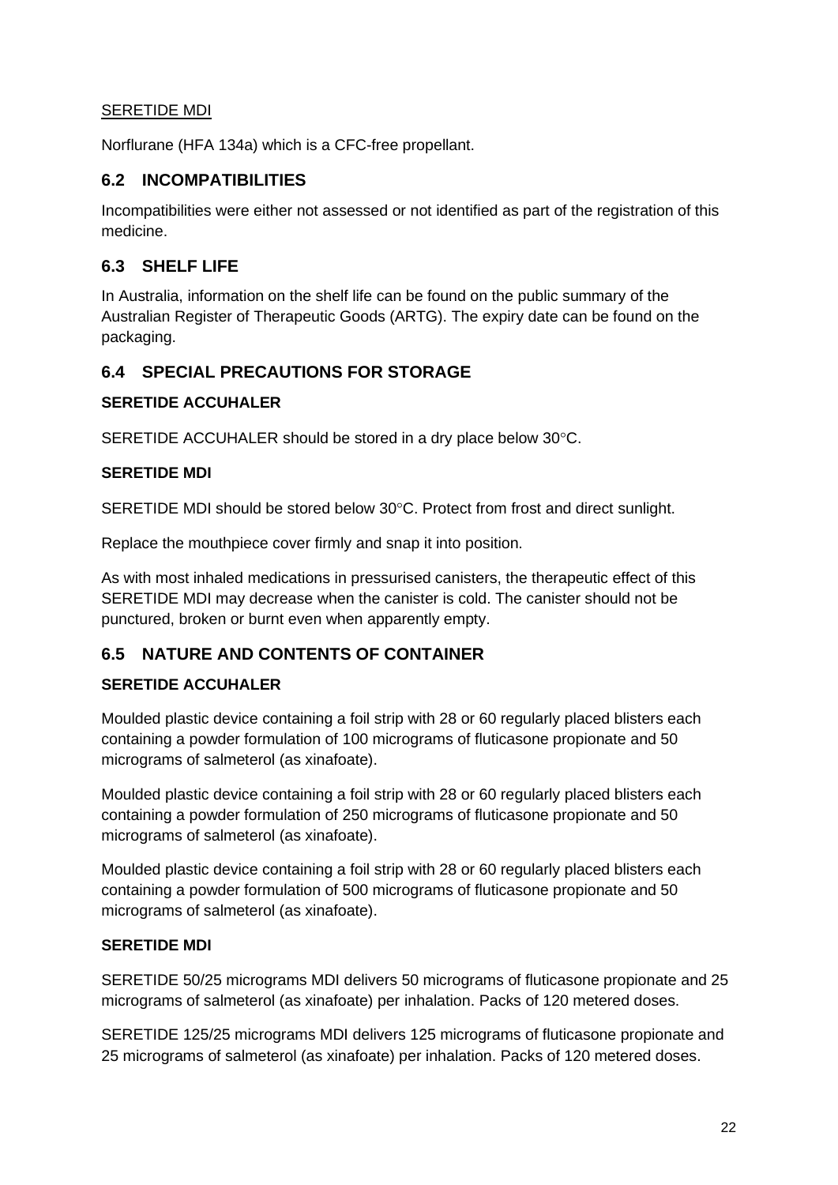<u>SERETIDE MDI</u>

Norflurane (HFA 134a) which is a CFC-free propellant.

## 6.2 INCOMPATIBILITIES

Incompatibilities were either not assessed or not identified as part of the registration of this medicine.

## 6.3 SHELF LIFE

In Australia, information on the shelf life can be found on the public summary of the Australian Register of Therapeutic Goods (ARTG). The expiry date can be found on the packaging.

## 6.4 SPECIAL PRECAUTIONS FOR STORAGE

**SERETIDE ACCUHALER**

SERETIDE ACCUHALER should be stored in a dry place below 30°C.

**SERETIDE MDI**

SERETIDE MDI should be stored below 30°C. Protect from frost and direct sunlight.

Replace the mouthpiece cover firmly and snap it into position.

As with most inhaled medications in pressurised canisters, the therapeutic effect of this SERETIDE MDI may decrease when the canister is cold. The canister should not be punctured, broken or burnt even when apparently empty.

## 6.5 NATURE AND CONTENTS OF CONTAINER

**SERETIDE ACCUHALER**

Moulded plastic device containing a foil strip with 28 or 60 regularly placed blisters each containing a powder formulation of 100 micrograms of fluticasone propionate and 50 micrograms of salmeterol (as xinafoate).

Moulded plastic device containing a foil strip with 28 or 60 regularly placed blisters each containing a powder formulation of 250 micrograms of fluticasone propionate and 50 micrograms of salmeterol (as xinafoate).

Moulded plastic device containing a foil strip with 28 or 60 regularly placed blisters each containing a powder formulation of 500 micrograms of fluticasone propionate and 50 micrograms of salmeterol (as xinafoate).

**SERETIDE MDI**

SERETIDE 50/25 micrograms MDI delivers 50 micrograms of fluticasone propionate and 25 micrograms of salmeterol (as xinafoate) per inhalation. Packs of 120 metered doses.

SERETIDE 125/25 micrograms MDI delivers 125 micrograms of fluticasone propionate and 25 micrograms of salmeterol (as xinafoate) per inhalation. Packs of 120 metered doses.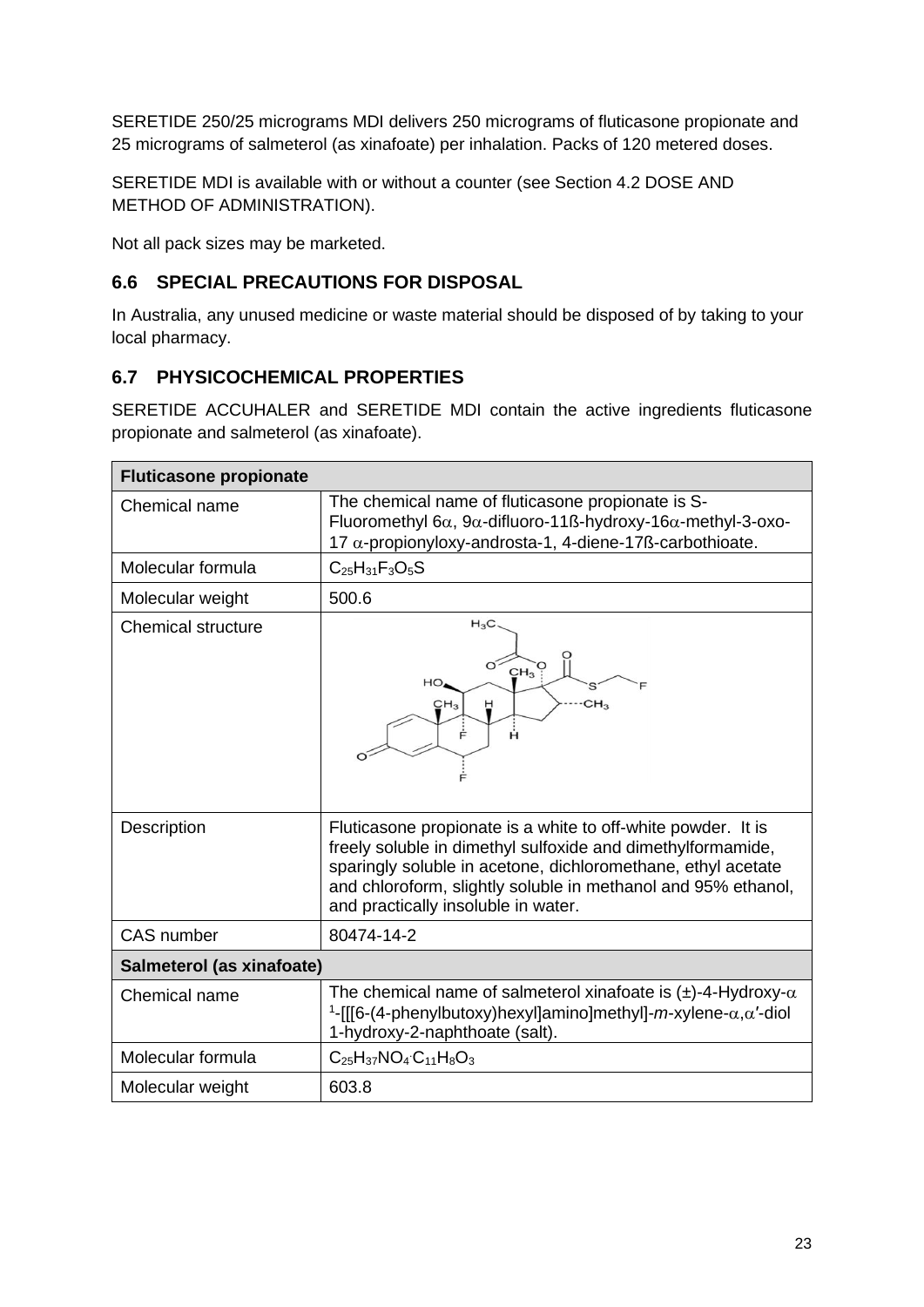SERETIDE 250/25 micrograms MDI delivers 250 micrograms of fluticasone propionate and 25 micrograms of salmeterol (as xinafoate) per inhalation. Packs of 120 metered doses.

SERETIDE MDI is available with or without a counter (see Section 4.2 DOSE AND METHOD OF ADMINISTRATION).

Not all pack sizes may be marketed.

## 6.6 SPECIAL PRECAUTIONS FOR DISPOSAL

In Australia, any unused medicine or waste material should be disposed of by taking to your local pharmacy.

## 6.7 PHYSICOCHEMICAL PROPERTIES

SERETIDE ACCUHALER and SERETIDE MDI contain the active ingredients fluticasone propionate and salmeterol (as xinafoate).

| **Fluticasone propionate** | |
|---|---|
| Chemical name | The chemical name of fluticasone propionate is S-Fluoromethyl 6α, 9α-difluoro-11ß-hydroxy-16α-methyl-3-oxo-17 α-propionyloxy-androsta-1, 4-diene-17ß-carbothioate. |
| Molecular formula | $C_{25}H_{31}F_3O_5S$ |
| Molecular weight | 500.6 |
| Chemical structure | |
| Description | Fluticasone propionate is a white to off-white powder. It is freely soluble in dimethyl sulfoxide and dimethylformamide, sparingly soluble in acetone, dichloromethane, ethyl acetate and chloroform, slightly soluble in methanol and 95% ethanol, and practically insoluble in water. |
| CAS number | 80474-14-2 |
| **Salmeterol (as xinafoate)** | |
| Chemical name | The chemical name of salmeterol xinafoate is (±)-4-Hydroxy-α[1]-[[[6-(4-phenylbutoxy)hexyl]amino]methyl]-*m*-xylene-α,α′-diol 1-hydroxy-2-naphthoate (salt). |
| Molecular formula | $C_{25}H_{37}NO_4 \cdot C_{11}H_8O_3$ |
| Molecular weight | 603.8 |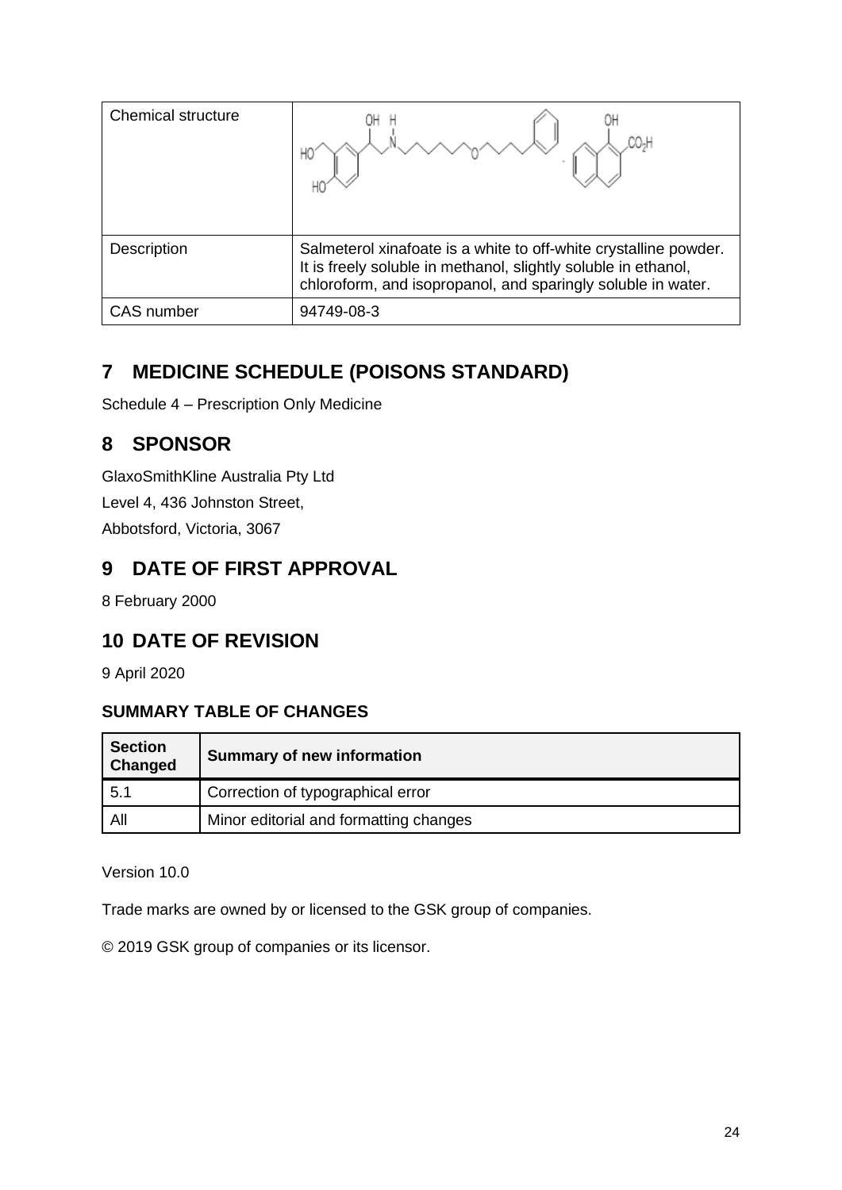| | |
|---|---|
| Chemical structure | |
| Description | Salmeterol xinafoate is a white to off-white crystalline powder. It is freely soluble in methanol, slightly soluble in ethanol, chloroform, and isopropanol, and sparingly soluble in water. |
| CAS number | 94749-08-3 |

## 7 MEDICINE SCHEDULE (POISONS STANDARD)

Schedule 4 – Prescription Only Medicine

## 8 SPONSOR

GlaxoSmithKline Australia Pty Ltd

Level 4, 436 Johnston Street,

Abbotsford, Victoria, 3067

## 9 DATE OF FIRST APPROVAL

8 February 2000

## 10 DATE OF REVISION

9 April 2020

### SUMMARY TABLE OF CHANGES

| Section Changed | Summary of new information |
|---|---|
| 5.1 | Correction of typographical error |
| All | Minor editorial and formatting changes |

Version 10.0

Trade marks are owned by or licensed to the GSK group of companies.

© 2019 GSK group of companies or its licensor.